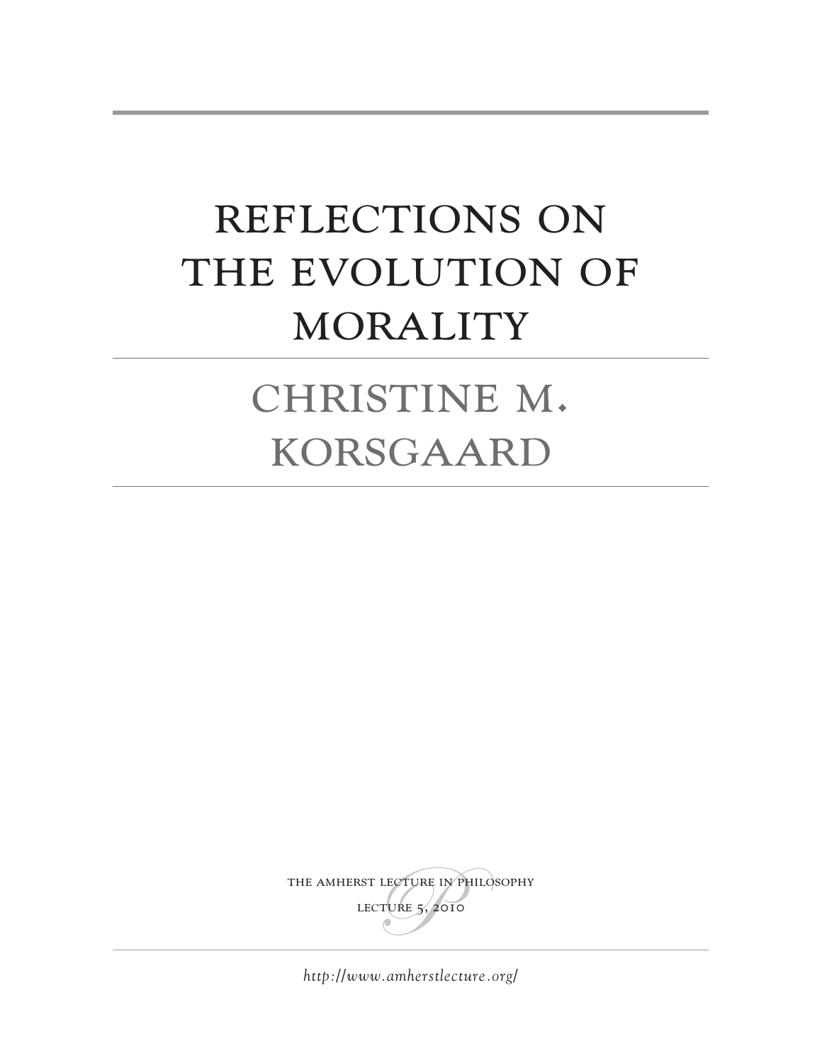# REFLECTIONS ON THE EVOLUTION OF MORALITY

## CHRISTINE M. KORSGAARD

THE AMHERST LECTURE IN PHILOSOPHY

LECTURE 5, 2010

*http://www.amherstlecture.org/*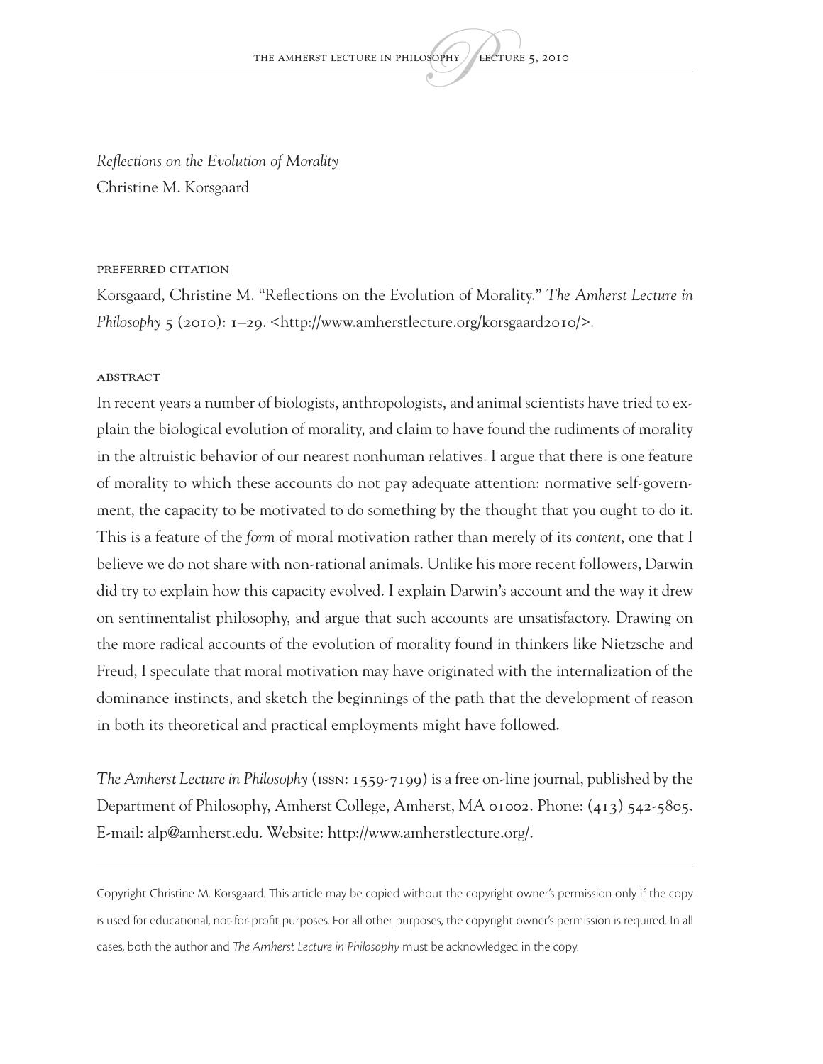*Reflections on the Evolution of Morality*

Christine M. Korsgaard

PREFERRED CITATION

Korsgaard, Christine M. "Reflections on the Evolution of Morality." *The Amherst Lecture in Philosophy* 5 (2010): 1–29. <http://www.amherstlecture.org/korsgaard2010/>.

ABSTRACT

In recent years a number of biologists, anthropologists, and animal scientists have tried to explain the biological evolution of morality, and claim to have found the rudiments of morality in the altruistic behavior of our nearest nonhuman relatives. I argue that there is one feature of morality to which these accounts do not pay adequate attention: normative self-government, the capacity to be motivated to do something by the thought that you ought to do it. This is a feature of the *form* of moral motivation rather than merely of its *content*, one that I believe we do not share with non-rational animals. Unlike his more recent followers, Darwin did try to explain how this capacity evolved. I explain Darwin's account and the way it drew on sentimentalist philosophy, and argue that such accounts are unsatisfactory. Drawing on the more radical accounts of the evolution of morality found in thinkers like Nietzsche and Freud, I speculate that moral motivation may have originated with the internalization of the dominance instincts, and sketch the beginnings of the path that the development of reason in both its theoretical and practical employments might have followed.

*The Amherst Lecture in Philosophy* (ISSN: 1559-7199) is a free on-line journal, published by the Department of Philosophy, Amherst College, Amherst, MA 01002. Phone: (413) 542-5805. E-mail: alp@amherst.edu. Website: http://www.amherstlecture.org/.

---

Copyright Christine M. Korsgaard. This article may be copied without the copyright owner's permission only if the copy is used for educational, not-for-profit purposes. For all other purposes, the copyright owner's permission is required. In all cases, both the author and *The Amherst Lecture in Philosophy* must be acknowledged in the copy.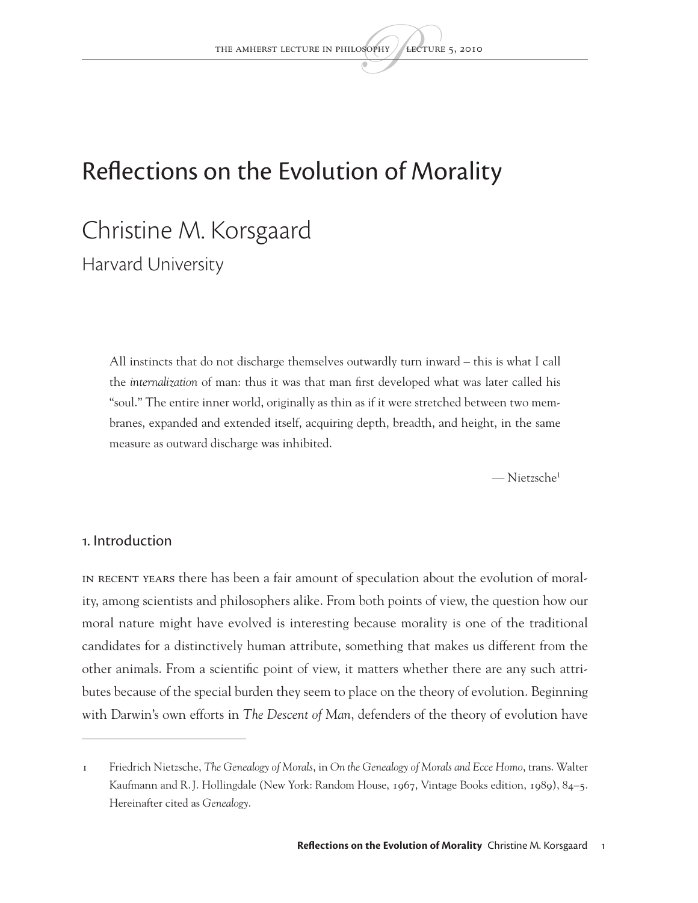# Reflections on the Evolution of Morality

## Christine M. Korsgaard

Harvard University

> All instincts that do not discharge themselves outwardly turn inward – this is what I call the *internalization* of man: thus it was that man first developed what was later called his "soul." The entire inner world, originally as thin as if it were stretched between two membranes, expanded and extended itself, acquiring depth, breadth, and height, in the same measure as outward discharge was inhibited.
>
> — Nietzsche[1]

### 1. Introduction

In recent years there has been a fair amount of speculation about the evolution of morality, among scientists and philosophers alike. From both points of view, the question how our moral nature might have evolved is interesting because morality is one of the traditional candidates for a distinctively human attribute, something that makes us different from the other animals. From a scientific point of view, it matters whether there are any such attributes because of the special burden they seem to place on the theory of evolution. Beginning with Darwin's own efforts in *The Descent of Man*, defenders of the theory of evolution have

---

1 Friedrich Nietzsche, *The Genealogy of Morals*, in *On the Genealogy of Morals and Ecce Homo*, trans. Walter Kaufmann and R. J. Hollingdale (New York: Random House, 1967, Vintage Books edition, 1989), 84–5. Hereinafter cited as *Genealogy*.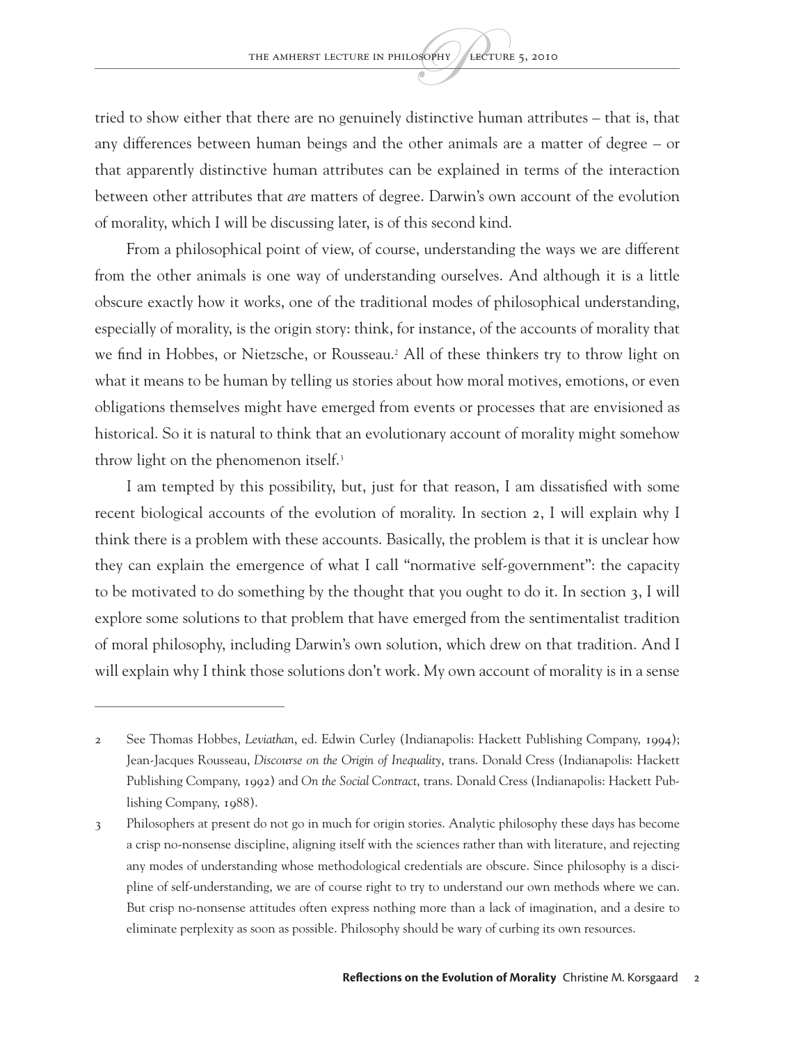tried to show either that there are no genuinely distinctive human attributes – that is, that any differences between human beings and the other animals are a matter of degree – or that apparently distinctive human attributes can be explained in terms of the interaction between other attributes that *are* matters of degree. Darwin's own account of the evolution of morality, which I will be discussing later, is of this second kind.

From a philosophical point of view, of course, understanding the ways we are different from the other animals is one way of understanding ourselves. And although it is a little obscure exactly how it works, one of the traditional modes of philosophical understanding, especially of morality, is the origin story: think, for instance, of the accounts of morality that we find in Hobbes, or Nietzsche, or Rousseau.[2] All of these thinkers try to throw light on what it means to be human by telling us stories about how moral motives, emotions, or even obligations themselves might have emerged from events or processes that are envisioned as historical. So it is natural to think that an evolutionary account of morality might somehow throw light on the phenomenon itself.[3]

I am tempted by this possibility, but, just for that reason, I am dissatisfied with some recent biological accounts of the evolution of morality. In section 2, I will explain why I think there is a problem with these accounts. Basically, the problem is that it is unclear how they can explain the emergence of what I call "normative self-government": the capacity to be motivated to do something by the thought that you ought to do it. In section 3, I will explore some solutions to that problem that have emerged from the sentimentalist tradition of moral philosophy, including Darwin's own solution, which drew on that tradition. And I will explain why I think those solutions don't work. My own account of morality is in a sense

---

2 See Thomas Hobbes, *Leviathan*, ed. Edwin Curley (Indianapolis: Hackett Publishing Company, 1994); Jean-Jacques Rousseau, *Discourse on the Origin of Inequality*, trans. Donald Cress (Indianapolis: Hackett Publishing Company, 1992) and *On the Social Contract*, trans. Donald Cress (Indianapolis: Hackett Publishing Company, 1988).

3 Philosophers at present do not go in much for origin stories. Analytic philosophy these days has become a crisp no-nonsense discipline, aligning itself with the sciences rather than with literature, and rejecting any modes of understanding whose methodological credentials are obscure. Since philosophy is a discipline of self-understanding, we are of course right to try to understand our own methods where we can. But crisp no-nonsense attitudes often express nothing more than a lack of imagination, and a desire to eliminate perplexity as soon as possible. Philosophy should be wary of curbing its own resources.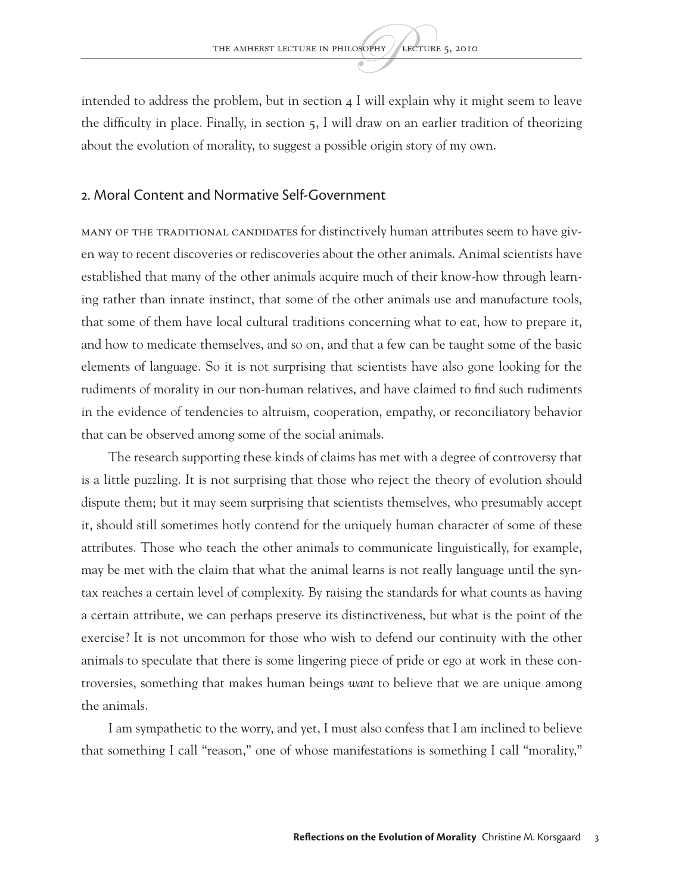intended to address the problem, but in section 4 I will explain why it might seem to leave the difficulty in place. Finally, in section 5, I will draw on an earlier tradition of theorizing about the evolution of morality, to suggest a possible origin story of my own.

## 2. Moral Content and Normative Self-Government

Many of the traditional candidates for distinctively human attributes seem to have given way to recent discoveries or rediscoveries about the other animals. Animal scientists have established that many of the other animals acquire much of their know-how through learning rather than innate instinct, that some of the other animals use and manufacture tools, that some of them have local cultural traditions concerning what to eat, how to prepare it, and how to medicate themselves, and so on, and that a few can be taught some of the basic elements of language. So it is not surprising that scientists have also gone looking for the rudiments of morality in our non-human relatives, and have claimed to find such rudiments in the evidence of tendencies to altruism, cooperation, empathy, or reconciliatory behavior that can be observed among some of the social animals.

The research supporting these kinds of claims has met with a degree of controversy that is a little puzzling. It is not surprising that those who reject the theory of evolution should dispute them; but it may seem surprising that scientists themselves, who presumably accept it, should still sometimes hotly contend for the uniquely human character of some of these attributes. Those who teach the other animals to communicate linguistically, for example, may be met with the claim that what the animal learns is not really language until the syntax reaches a certain level of complexity. By raising the standards for what counts as having a certain attribute, we can perhaps preserve its distinctiveness, but what is the point of the exercise? It is not uncommon for those who wish to defend our continuity with the other animals to speculate that there is some lingering piece of pride or ego at work in these controversies, something that makes human beings *want* to believe that we are unique among the animals.

I am sympathetic to the worry, and yet, I must also confess that I am inclined to believe that something I call "reason," one of whose manifestations is something I call "morality,"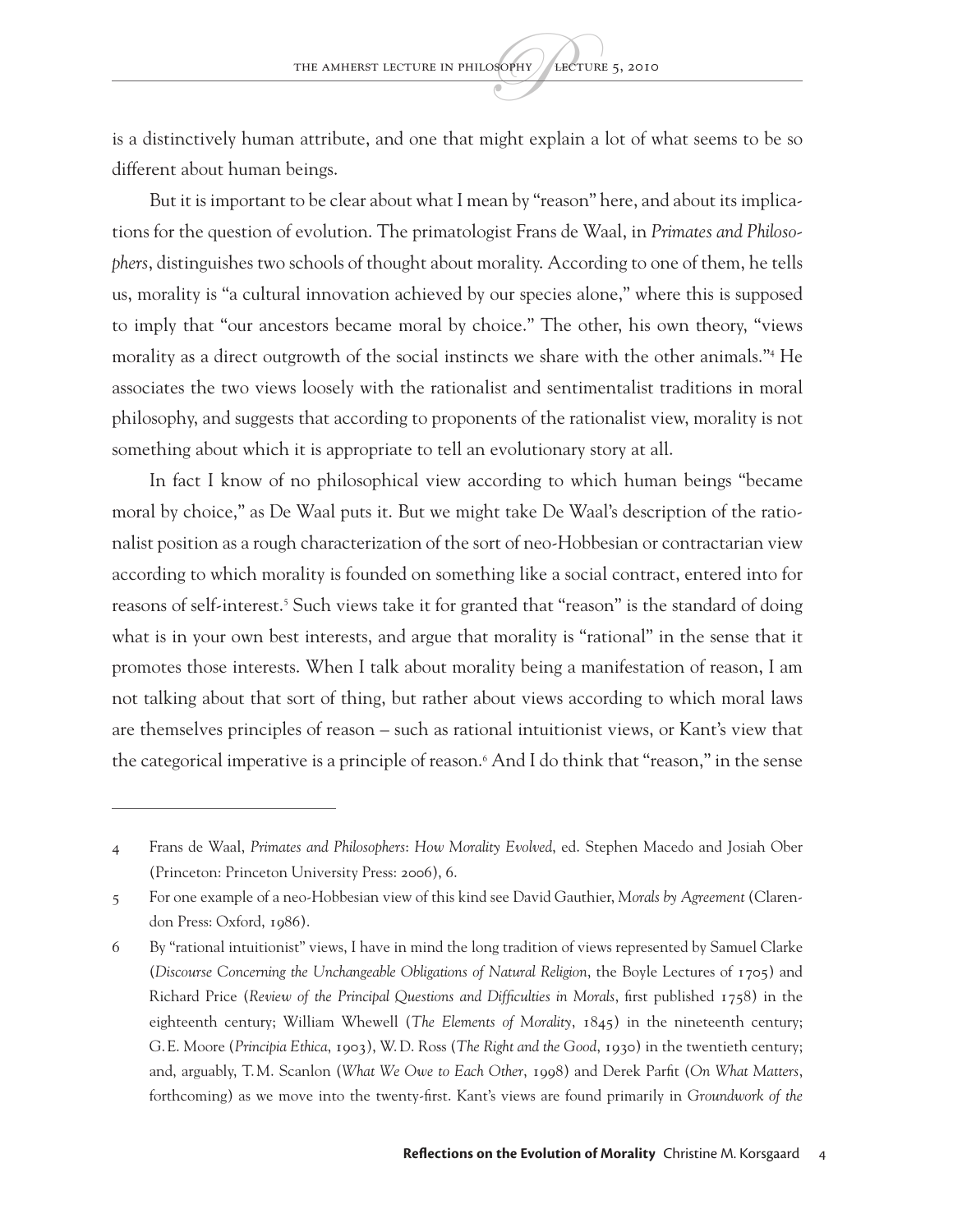is a distinctively human attribute, and one that might explain a lot of what seems to be so different about human beings.

But it is important to be clear about what I mean by "reason" here, and about its implications for the question of evolution. The primatologist Frans de Waal, in *Primates and Philosophers*, distinguishes two schools of thought about morality. According to one of them, he tells us, morality is "a cultural innovation achieved by our species alone," where this is supposed to imply that "our ancestors became moral by choice." The other, his own theory, "views morality as a direct outgrowth of the social instincts we share with the other animals."[4] He associates the two views loosely with the rationalist and sentimentalist traditions in moral philosophy, and suggests that according to proponents of the rationalist view, morality is not something about which it is appropriate to tell an evolutionary story at all.

In fact I know of no philosophical view according to which human beings "became moral by choice," as De Waal puts it. But we might take De Waal's description of the rationalist position as a rough characterization of the sort of neo-Hobbesian or contractarian view according to which morality is founded on something like a social contract, entered into for reasons of self-interest.[5] Such views take it for granted that "reason" is the standard of doing what is in your own best interests, and argue that morality is "rational" in the sense that it promotes those interests. When I talk about morality being a manifestation of reason, I am not talking about that sort of thing, but rather about views according to which moral laws are themselves principles of reason – such as rational intuitionist views, or Kant's view that the categorical imperative is a principle of reason.[6] And I do think that "reason," in the sense

---

4 Frans de Waal, *Primates and Philosophers: How Morality Evolved*, ed. Stephen Macedo and Josiah Ober (Princeton: Princeton University Press: 2006), 6.

5 For one example of a neo-Hobbesian view of this kind see David Gauthier, *Morals by Agreement* (Clarendon Press: Oxford, 1986).

6 By "rational intuitionist" views, I have in mind the long tradition of views represented by Samuel Clarke (*Discourse Concerning the Unchangeable Obligations of Natural Religion*, the Boyle Lectures of 1705) and Richard Price (*Review of the Principal Questions and Difficulties in Morals*, first published 1758) in the eighteenth century; William Whewell (*The Elements of Morality*, 1845) in the nineteenth century; G.E. Moore (*Principia Ethica*, 1903), W.D. Ross (*The Right and the Good*, 1930) in the twentieth century; and, arguably, T.M. Scanlon (*What We Owe to Each Other*, 1998) and Derek Parfit (*On What Matters*, forthcoming) as we move into the twenty-first. Kant's views are found primarily in *Groundwork of the*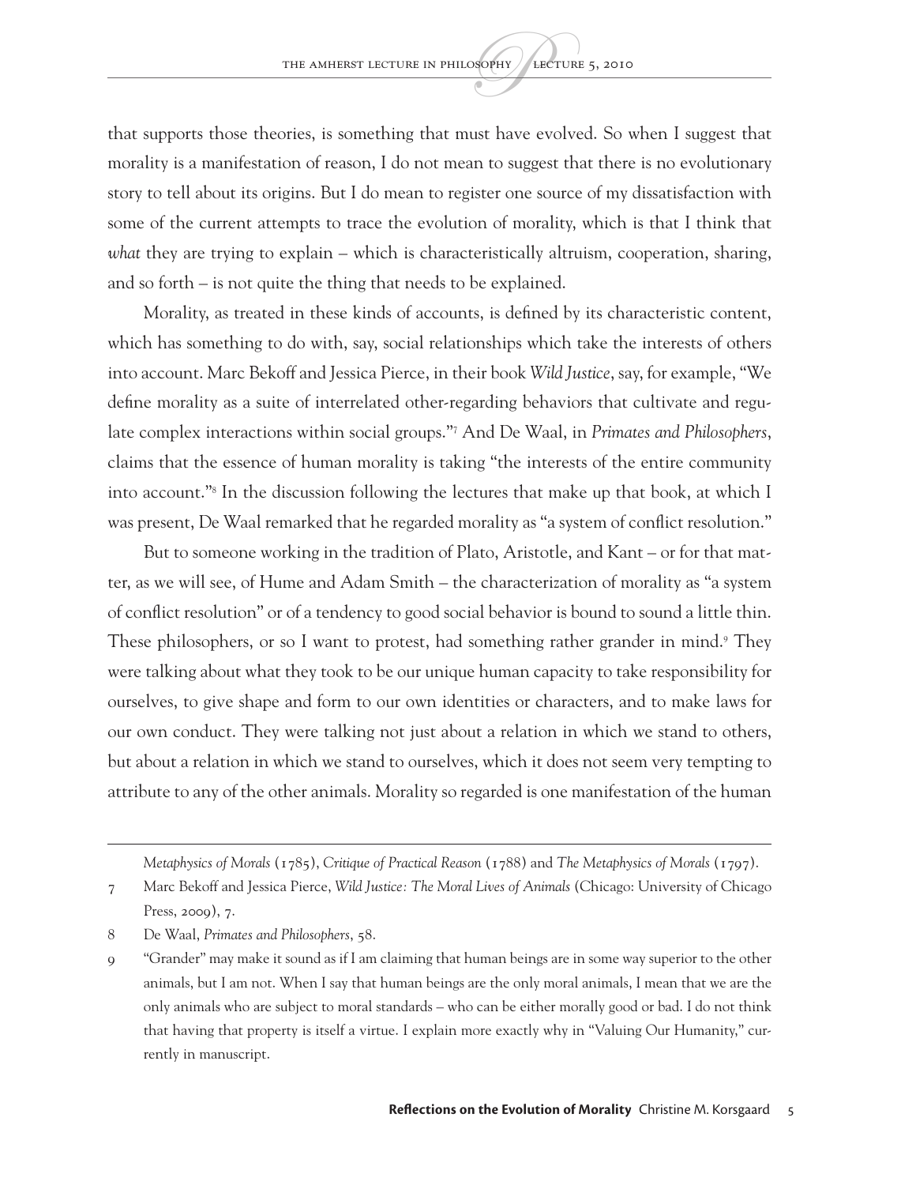that supports those theories, is something that must have evolved. So when I suggest that morality is a manifestation of reason, I do not mean to suggest that there is no evolutionary story to tell about its origins. But I do mean to register one source of my dissatisfaction with some of the current attempts to trace the evolution of morality, which is that I think that *what* they are trying to explain – which is characteristically altruism, cooperation, sharing, and so forth – is not quite the thing that needs to be explained.

Morality, as treated in these kinds of accounts, is defined by its characteristic content, which has something to do with, say, social relationships which take the interests of others into account. Marc Bekoff and Jessica Pierce, in their book *Wild Justice*, say, for example, "We define morality as a suite of interrelated other-regarding behaviors that cultivate and regulate complex interactions within social groups."[7] And De Waal, in *Primates and Philosophers*, claims that the essence of human morality is taking "the interests of the entire community into account."[8] In the discussion following the lectures that make up that book, at which I was present, De Waal remarked that he regarded morality as "a system of conflict resolution."

But to someone working in the tradition of Plato, Aristotle, and Kant – or for that matter, as we will see, of Hume and Adam Smith – the characterization of morality as "a system of conflict resolution" or of a tendency to good social behavior is bound to sound a little thin. These philosophers, or so I want to protest, had something rather grander in mind.[9] They were talking about what they took to be our unique human capacity to take responsibility for ourselves, to give shape and form to our own identities or characters, and to make laws for our own conduct. They were talking not just about a relation in which we stand to others, but about a relation in which we stand to ourselves, which it does not seem very tempting to attribute to any of the other animals. Morality so regarded is one manifestation of the human

---

*Metaphysics of Morals* (1785), *Critique of Practical Reason* (1788) and *The Metaphysics of Morals* (1797).

7 Marc Bekoff and Jessica Pierce, *Wild Justice: The Moral Lives of Animals* (Chicago: University of Chicago Press, 2009), 7.

8 De Waal, *Primates and Philosophers*, 58.

9 "Grander" may make it sound as if I am claiming that human beings are in some way superior to the other animals, but I am not. When I say that human beings are the only moral animals, I mean that we are the only animals who are subject to moral standards – who can be either morally good or bad. I do not think that having that property is itself a virtue. I explain more exactly why in "Valuing Our Humanity," currently in manuscript.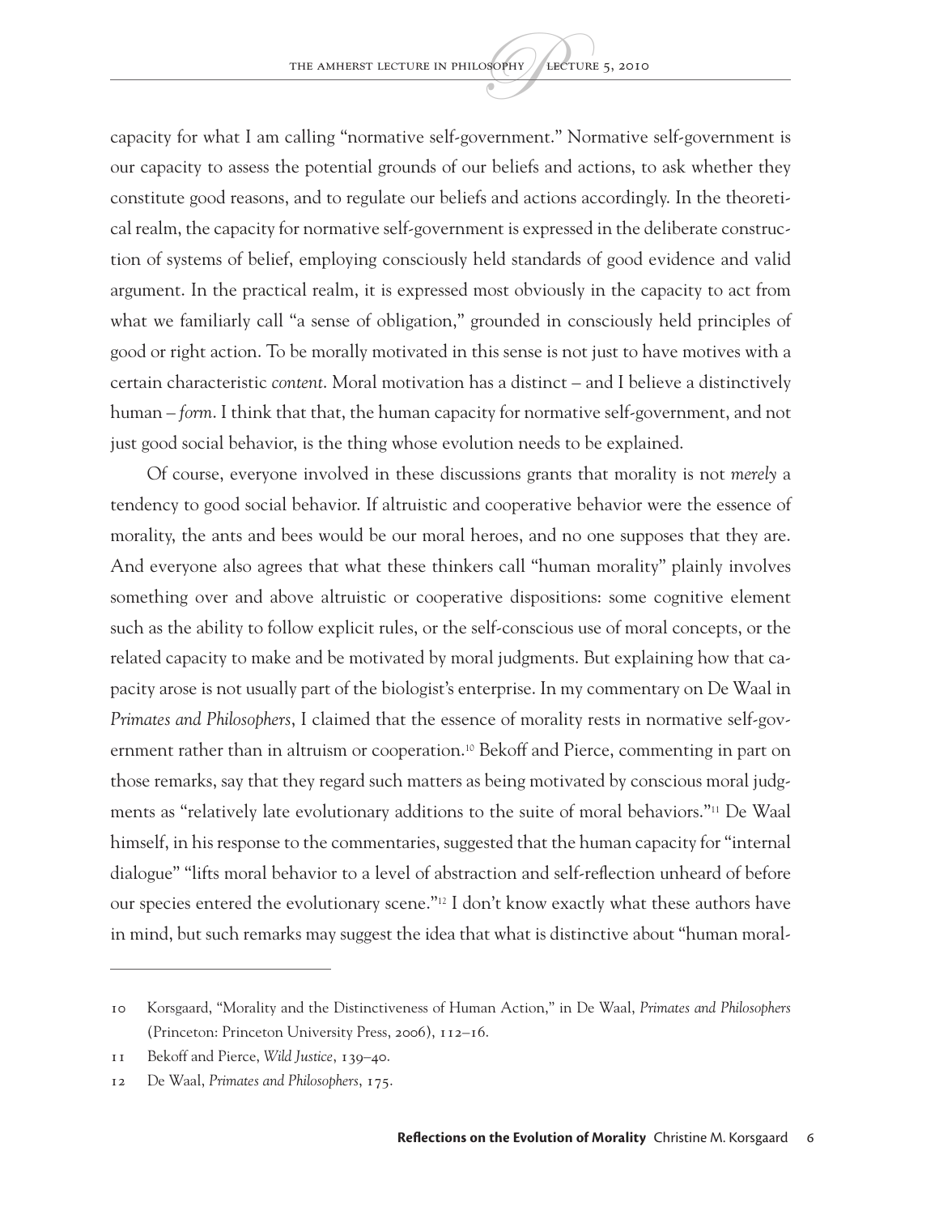capacity for what I am calling "normative self-government." Normative self-government is our capacity to assess the potential grounds of our beliefs and actions, to ask whether they constitute good reasons, and to regulate our beliefs and actions accordingly. In the theoretical realm, the capacity for normative self-government is expressed in the deliberate construction of systems of belief, employing consciously held standards of good evidence and valid argument. In the practical realm, it is expressed most obviously in the capacity to act from what we familiarly call "a sense of obligation," grounded in consciously held principles of good or right action. To be morally motivated in this sense is not just to have motives with a certain characteristic *content*. Moral motivation has a distinct – and I believe a distinctively human – *form*. I think that that, the human capacity for normative self-government, and not just good social behavior, is the thing whose evolution needs to be explained.

Of course, everyone involved in these discussions grants that morality is not *merely* a tendency to good social behavior. If altruistic and cooperative behavior were the essence of morality, the ants and bees would be our moral heroes, and no one supposes that they are. And everyone also agrees that what these thinkers call "human morality" plainly involves something over and above altruistic or cooperative dispositions: some cognitive element such as the ability to follow explicit rules, or the self-conscious use of moral concepts, or the related capacity to make and be motivated by moral judgments. But explaining how that capacity arose is not usually part of the biologist's enterprise. In my commentary on De Waal in *Primates and Philosophers*, I claimed that the essence of morality rests in normative self-government rather than in altruism or cooperation.[10] Bekoff and Pierce, commenting in part on those remarks, say that they regard such matters as being motivated by conscious moral judgments as "relatively late evolutionary additions to the suite of moral behaviors."[11] De Waal himself, in his response to the commentaries, suggested that the human capacity for "internal dialogue" "lifts moral behavior to a level of abstraction and self-reflection unheard of before our species entered the evolutionary scene."[12] I don't know exactly what these authors have in mind, but such remarks may suggest the idea that what is distinctive about "human moral-

---

10 Korsgaard, "Morality and the Distinctiveness of Human Action," in De Waal, *Primates and Philosophers* (Princeton: Princeton University Press, 2006), 112–16.

11 Bekoff and Pierce, *Wild Justice*, 139–40.

12 De Waal, *Primates and Philosophers*, 175.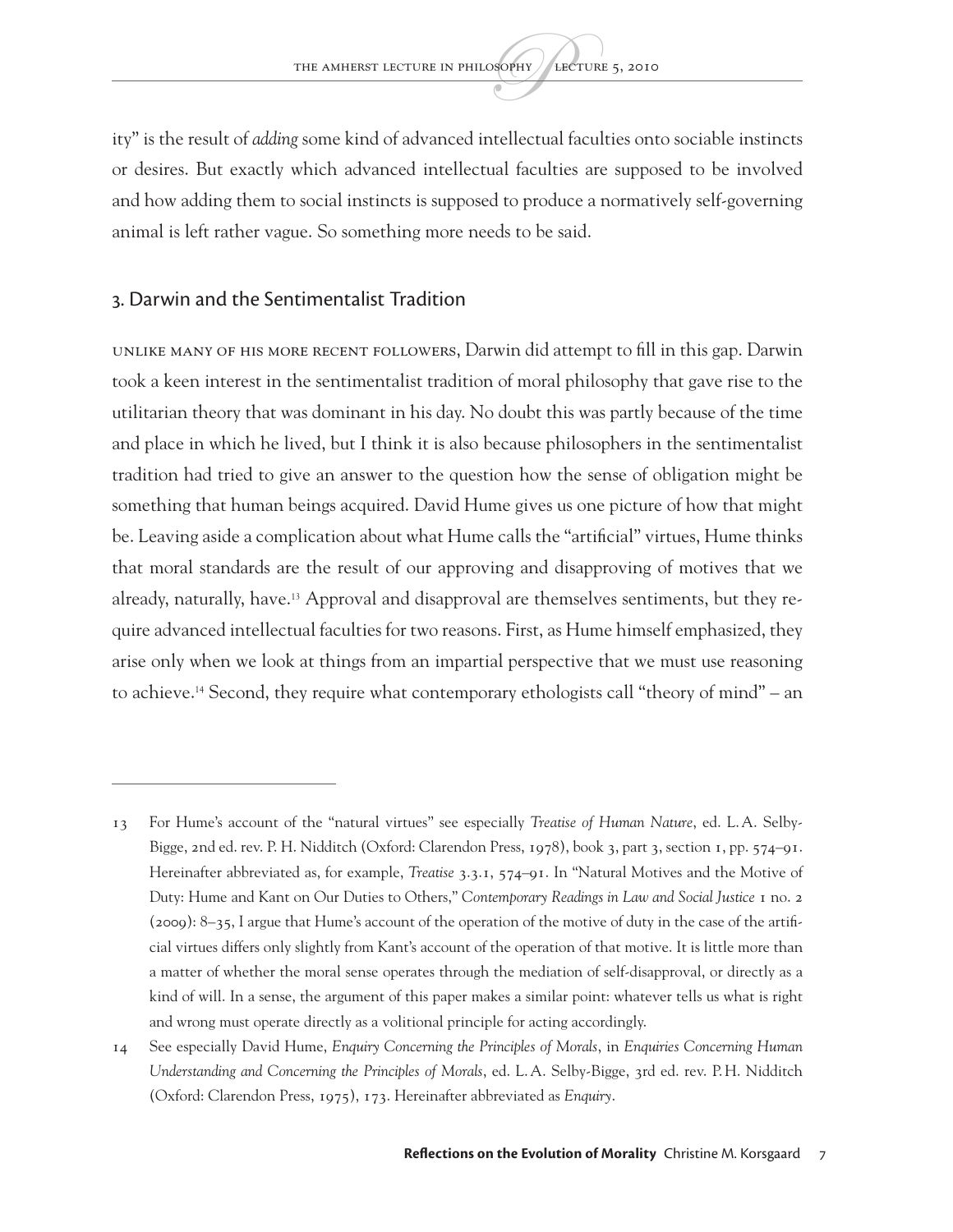ity" is the result of *adding* some kind of advanced intellectual faculties onto sociable instincts or desires. But exactly which advanced intellectual faculties are supposed to be involved and how adding them to social instincts is supposed to produce a normatively self-governing animal is left rather vague. So something more needs to be said.

## 3. Darwin and the Sentimentalist Tradition

Unlike many of his more recent followers, Darwin did attempt to fill in this gap. Darwin took a keen interest in the sentimentalist tradition of moral philosophy that gave rise to the utilitarian theory that was dominant in his day. No doubt this was partly because of the time and place in which he lived, but I think it is also because philosophers in the sentimentalist tradition had tried to give an answer to the question how the sense of obligation might be something that human beings acquired. David Hume gives us one picture of how that might be. Leaving aside a complication about what Hume calls the "artificial" virtues, Hume thinks that moral standards are the result of our approving and disapproving of motives that we already, naturally, have.[13] Approval and disapproval are themselves sentiments, but they require advanced intellectual faculties for two reasons. First, as Hume himself emphasized, they arise only when we look at things from an impartial perspective that we must use reasoning to achieve.[14] Second, they require what contemporary ethologists call "theory of mind" – an

---

13 For Hume's account of the "natural virtues" see especially *Treatise of Human Nature*, ed. L. A. Selby-Bigge, 2nd ed. rev. P. H. Nidditch (Oxford: Clarendon Press, 1978), book 3, part 3, section 1, pp. 574–91. Hereinafter abbreviated as, for example, *Treatise* 3.3.1, 574–91. In "Natural Motives and the Motive of Duty: Hume and Kant on Our Duties to Others," *Contemporary Readings in Law and Social Justice* 1 no. 2 (2009): 8–35, I argue that Hume's account of the operation of the motive of duty in the case of the artificial virtues differs only slightly from Kant's account of the operation of that motive. It is little more than a matter of whether the moral sense operates through the mediation of self-disapproval, or directly as a kind of will. In a sense, the argument of this paper makes a similar point: whatever tells us what is right and wrong must operate directly as a volitional principle for acting accordingly.

14 See especially David Hume, *Enquiry Concerning the Principles of Morals*, in *Enquiries Concerning Human Understanding and Concerning the Principles of Morals*, ed. L. A. Selby-Bigge, 3rd ed. rev. P. H. Nidditch (Oxford: Clarendon Press, 1975), 173. Hereinafter abbreviated as *Enquiry*.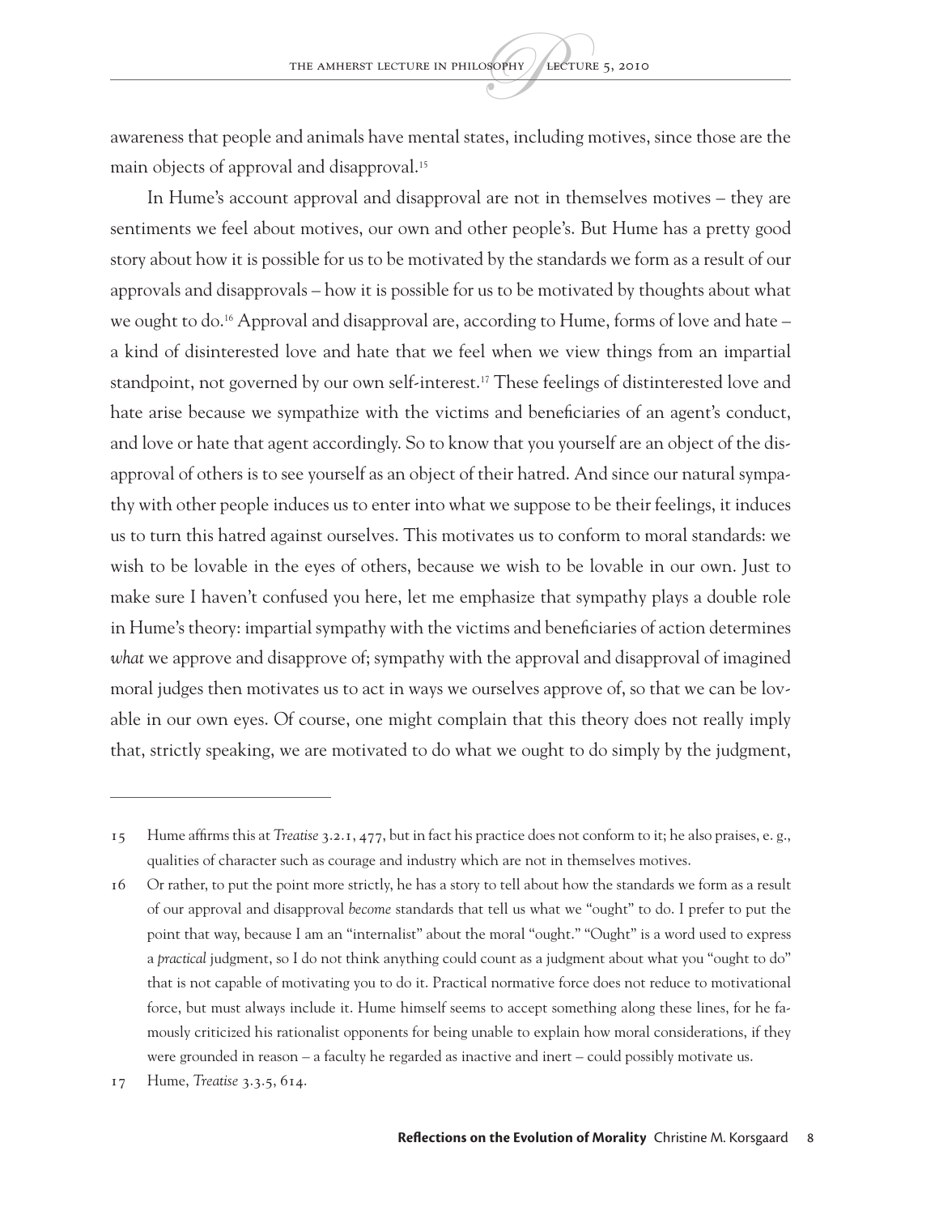awareness that people and animals have mental states, including motives, since those are the main objects of approval and disapproval.[15]

In Hume's account approval and disapproval are not in themselves motives – they are sentiments we feel about motives, our own and other people's. But Hume has a pretty good story about how it is possible for us to be motivated by the standards we form as a result of our approvals and disapprovals – how it is possible for us to be motivated by thoughts about what we ought to do.[16] Approval and disapproval are, according to Hume, forms of love and hate – a kind of disinterested love and hate that we feel when we view things from an impartial standpoint, not governed by our own self-interest.[17] These feelings of distinterested love and hate arise because we sympathize with the victims and beneficiaries of an agent's conduct, and love or hate that agent accordingly. So to know that you yourself are an object of the disapproval of others is to see yourself as an object of their hatred. And since our natural sympathy with other people induces us to enter into what we suppose to be their feelings, it induces us to turn this hatred against ourselves. This motivates us to conform to moral standards: we wish to be lovable in the eyes of others, because we wish to be lovable in our own. Just to make sure I haven't confused you here, let me emphasize that sympathy plays a double role in Hume's theory: impartial sympathy with the victims and beneficiaries of action determines *what* we approve and disapprove of; sympathy with the approval and disapproval of imagined moral judges then motivates us to act in ways we ourselves approve of, so that we can be lovable in our own eyes. Of course, one might complain that this theory does not really imply that, strictly speaking, we are motivated to do what we ought to do simply by the judgment,

---

15 Hume affirms this at *Treatise* 3.2.1, 477, but in fact his practice does not conform to it; he also praises, e. g., qualities of character such as courage and industry which are not in themselves motives.

16 Or rather, to put the point more strictly, he has a story to tell about how the standards we form as a result of our approval and disapproval *become* standards that tell us what we "ought" to do. I prefer to put the point that way, because I am an "internalist" about the moral "ought." "Ought" is a word used to express a *practical* judgment, so I do not think anything could count as a judgment about what you "ought to do" that is not capable of motivating you to do it. Practical normative force does not reduce to motivational force, but must always include it. Hume himself seems to accept something along these lines, for he famously criticized his rationalist opponents for being unable to explain how moral considerations, if they were grounded in reason – a faculty he regarded as inactive and inert – could possibly motivate us.

17 Hume, *Treatise* 3.3.5, 614.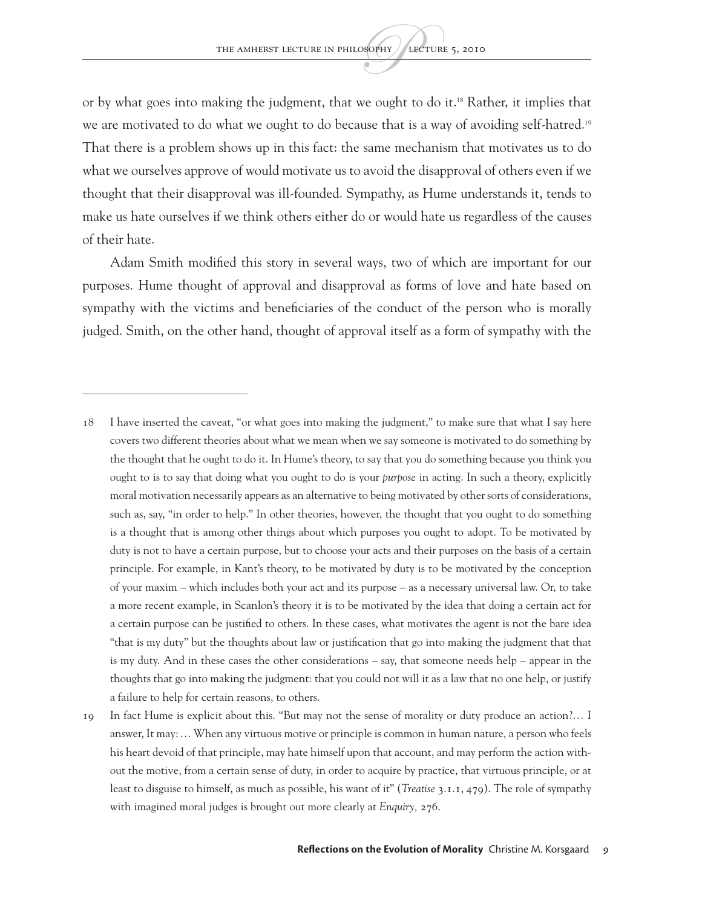or by what goes into making the judgment, that we ought to do it.[18] Rather, it implies that we are motivated to do what we ought to do because that is a way of avoiding self-hatred.[19] That there is a problem shows up in this fact: the same mechanism that motivates us to do what we ourselves approve of would motivate us to avoid the disapproval of others even if we thought that their disapproval was ill-founded. Sympathy, as Hume understands it, tends to make us hate ourselves if we think others either do or would hate us regardless of the causes of their hate.

Adam Smith modified this story in several ways, two of which are important for our purposes. Hume thought of approval and disapproval as forms of love and hate based on sympathy with the victims and beneficiaries of the conduct of the person who is morally judged. Smith, on the other hand, thought of approval itself as a form of sympathy with the

---

18 I have inserted the caveat, "or what goes into making the judgment," to make sure that what I say here covers two different theories about what we mean when we say someone is motivated to do something by the thought that he ought to do it. In Hume's theory, to say that you do something because you think you ought to is to say that doing what you ought to do is your *purpose* in acting. In such a theory, explicitly moral motivation necessarily appears as an alternative to being motivated by other sorts of considerations, such as, say, "in order to help." In other theories, however, the thought that you ought to do something is a thought that is among other things about which purposes you ought to adopt. To be motivated by duty is not to have a certain purpose, but to choose your acts and their purposes on the basis of a certain principle. For example, in Kant's theory, to be motivated by duty is to be motivated by the conception of your maxim – which includes both your act and its purpose – as a necessary universal law. Or, to take a more recent example, in Scanlon's theory it is to be motivated by the idea that doing a certain act for a certain purpose can be justified to others. In these cases, what motivates the agent is not the bare idea "that is my duty" but the thoughts about law or justification that go into making the judgment that that is my duty. And in these cases the other considerations – say, that someone needs help – appear in the thoughts that go into making the judgment: that you could not will it as a law that no one help, or justify a failure to help for certain reasons, to others.

19 In fact Hume is explicit about this. "But may not the sense of morality or duty produce an action?… I answer, It may: … When any virtuous motive or principle is common in human nature, a person who feels his heart devoid of that principle, may hate himself upon that account, and may perform the action without the motive, from a certain sense of duty, in order to acquire by practice, that virtuous principle, or at least to disguise to himself, as much as possible, his want of it" (*Treatise* 3.1.1, 479). The role of sympathy with imagined moral judges is brought out more clearly at *Enquiry,* 276.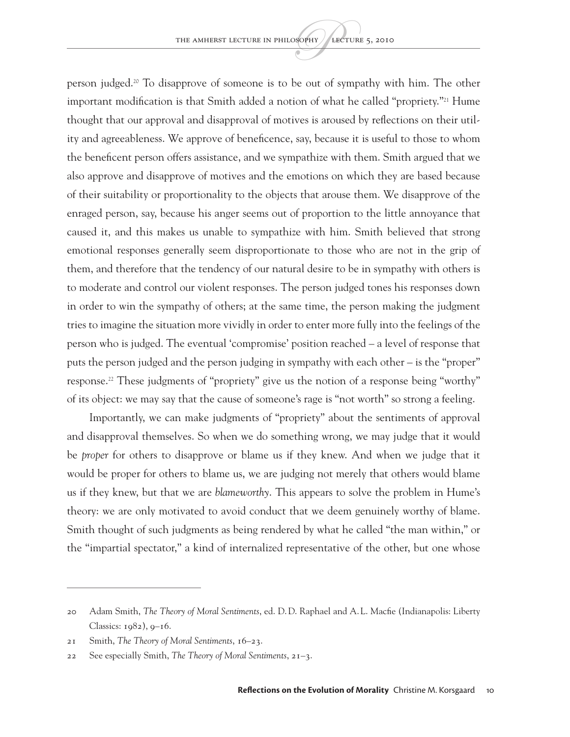person judged.[20] To disapprove of someone is to be out of sympathy with him. The other important modification is that Smith added a notion of what he called "propriety."[21] Hume thought that our approval and disapproval of motives is aroused by reflections on their utility and agreeableness. We approve of beneficence, say, because it is useful to those to whom the beneficent person offers assistance, and we sympathize with them. Smith argued that we also approve and disapprove of motives and the emotions on which they are based because of their suitability or proportionality to the objects that arouse them. We disapprove of the enraged person, say, because his anger seems out of proportion to the little annoyance that caused it, and this makes us unable to sympathize with him. Smith believed that strong emotional responses generally seem disproportionate to those who are not in the grip of them, and therefore that the tendency of our natural desire to be in sympathy with others is to moderate and control our violent responses. The person judged tones his responses down in order to win the sympathy of others; at the same time, the person making the judgment tries to imagine the situation more vividly in order to enter more fully into the feelings of the person who is judged. The eventual 'compromise' position reached – a level of response that puts the person judged and the person judging in sympathy with each other – is the "proper" response.[22] These judgments of "propriety" give us the notion of a response being "worthy" of its object: we may say that the cause of someone's rage is "not worth" so strong a feeling.

Importantly, we can make judgments of "propriety" about the sentiments of approval and disapproval themselves. So when we do something wrong, we may judge that it would be *proper* for others to disapprove or blame us if they knew. And when we judge that it would be proper for others to blame us, we are judging not merely that others would blame us if they knew, but that we are *blameworthy*. This appears to solve the problem in Hume's theory: we are only motivated to avoid conduct that we deem genuinely worthy of blame. Smith thought of such judgments as being rendered by what he called "the man within," or the "impartial spectator," a kind of internalized representative of the other, but one whose

---

20 Adam Smith, *The Theory of Moral Sentiments*, ed. D. D. Raphael and A. L. Macfie (Indianapolis: Liberty Classics: 1982), 9–16.

21 Smith, *The Theory of Moral Sentiments*, 16–23.

22 See especially Smith, *The Theory of Moral Sentiments*, 21–3.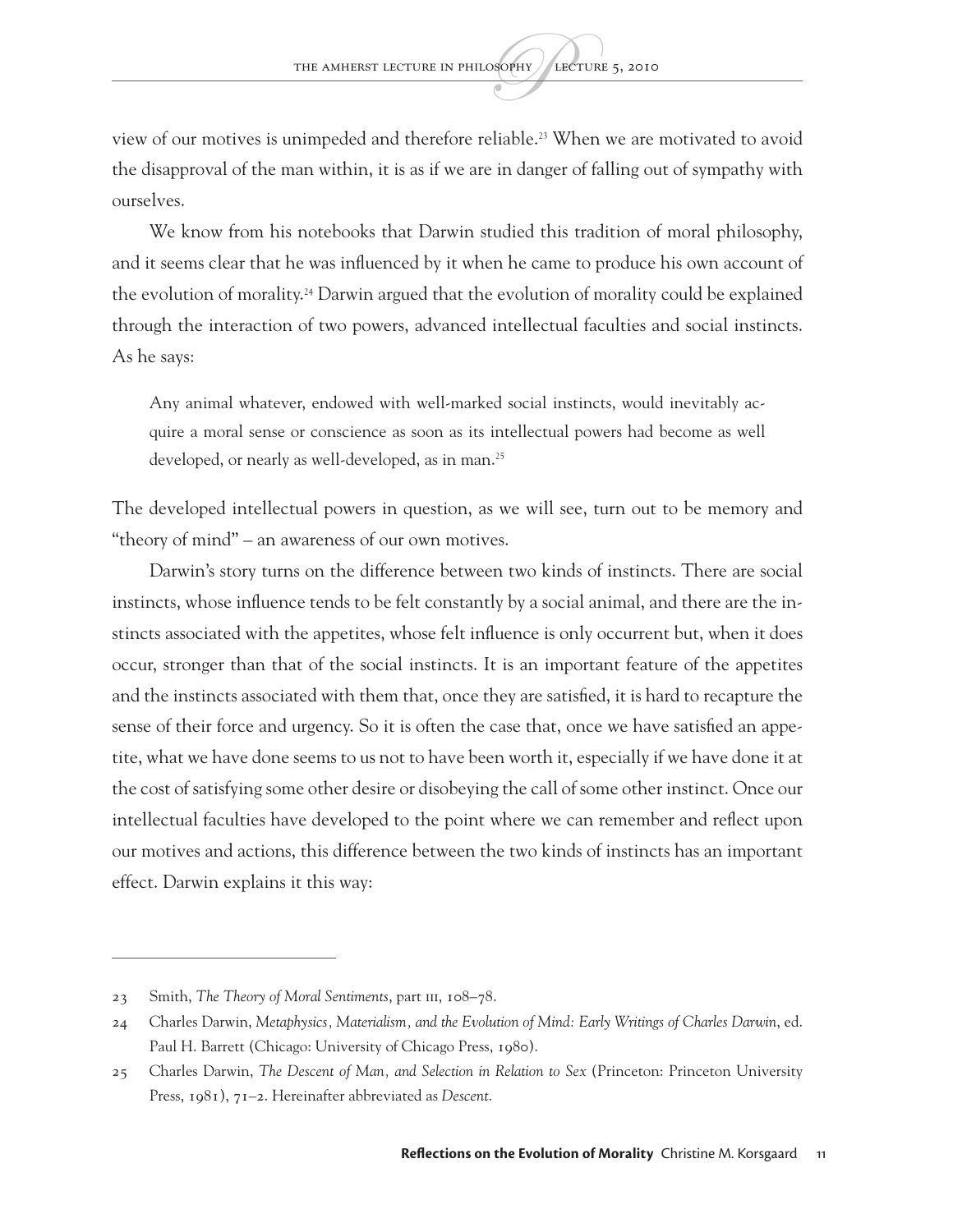view of our motives is unimpeded and therefore reliable.[23] When we are motivated to avoid the disapproval of the man within, it is as if we are in danger of falling out of sympathy with ourselves.

We know from his notebooks that Darwin studied this tradition of moral philosophy, and it seems clear that he was influenced by it when he came to produce his own account of the evolution of morality.[24] Darwin argued that the evolution of morality could be explained through the interaction of two powers, advanced intellectual faculties and social instincts. As he says:

> Any animal whatever, endowed with well-marked social instincts, would inevitably acquire a moral sense or conscience as soon as its intellectual powers had become as well developed, or nearly as well-developed, as in man.[25]

The developed intellectual powers in question, as we will see, turn out to be memory and "theory of mind" – an awareness of our own motives.

Darwin's story turns on the difference between two kinds of instincts. There are social instincts, whose influence tends to be felt constantly by a social animal, and there are the instincts associated with the appetites, whose felt influence is only occurrent but, when it does occur, stronger than that of the social instincts. It is an important feature of the appetites and the instincts associated with them that, once they are satisfied, it is hard to recapture the sense of their force and urgency. So it is often the case that, once we have satisfied an appetite, what we have done seems to us not to have been worth it, especially if we have done it at the cost of satisfying some other desire or disobeying the call of some other instinct. Once our intellectual faculties have developed to the point where we can remember and reflect upon our motives and actions, this difference between the two kinds of instincts has an important effect. Darwin explains it this way:

---

23 Smith, *The Theory of Moral Sentiments*, part III, 108–78.

24 Charles Darwin, *Metaphysics, Materialism, and the Evolution of Mind: Early Writings of Charles Darwin*, ed. Paul H. Barrett (Chicago: University of Chicago Press, 1980).

25 Charles Darwin, *The Descent of Man, and Selection in Relation to Sex* (Princeton: Princeton University Press, 1981), 71–2. Hereinafter abbreviated as *Descent*.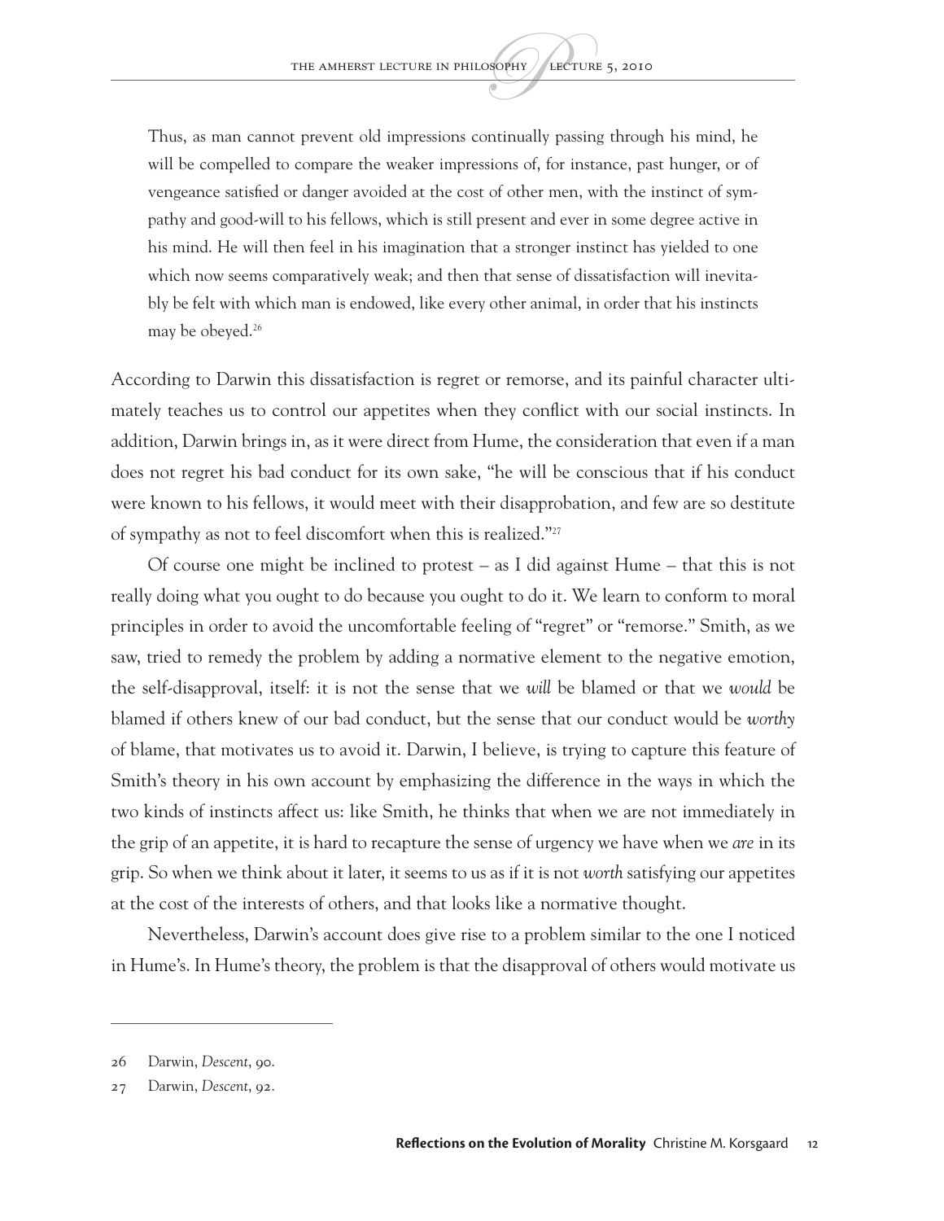> Thus, as man cannot prevent old impressions continually passing through his mind, he will be compelled to compare the weaker impressions of, for instance, past hunger, or of vengeance satisfied or danger avoided at the cost of other men, with the instinct of sympathy and good-will to his fellows, which is still present and ever in some degree active in his mind. He will then feel in his imagination that a stronger instinct has yielded to one which now seems comparatively weak; and then that sense of dissatisfaction will inevitably be felt with which man is endowed, like every other animal, in order that his instincts may be obeyed.[26]

According to Darwin this dissatisfaction is regret or remorse, and its painful character ultimately teaches us to control our appetites when they conflict with our social instincts. In addition, Darwin brings in, as it were direct from Hume, the consideration that even if a man does not regret his bad conduct for its own sake, "he will be conscious that if his conduct were known to his fellows, it would meet with their disapprobation, and few are so destitute of sympathy as not to feel discomfort when this is realized."[27]

Of course one might be inclined to protest – as I did against Hume – that this is not really doing what you ought to do because you ought to do it. We learn to conform to moral principles in order to avoid the uncomfortable feeling of "regret" or "remorse." Smith, as we saw, tried to remedy the problem by adding a normative element to the negative emotion, the self-disapproval, itself: it is not the sense that we *will* be blamed or that we *would* be blamed if others knew of our bad conduct, but the sense that our conduct would be *worthy* of blame, that motivates us to avoid it. Darwin, I believe, is trying to capture this feature of Smith's theory in his own account by emphasizing the difference in the ways in which the two kinds of instincts affect us: like Smith, he thinks that when we are not immediately in the grip of an appetite, it is hard to recapture the sense of urgency we have when we *are* in its grip. So when we think about it later, it seems to us as if it is not *worth* satisfying our appetites at the cost of the interests of others, and that looks like a normative thought.

Nevertheless, Darwin's account does give rise to a problem similar to the one I noticed in Hume's. In Hume's theory, the problem is that the disapproval of others would motivate us

---

26 Darwin, *Descent*, 90.

27 Darwin, *Descent*, 92.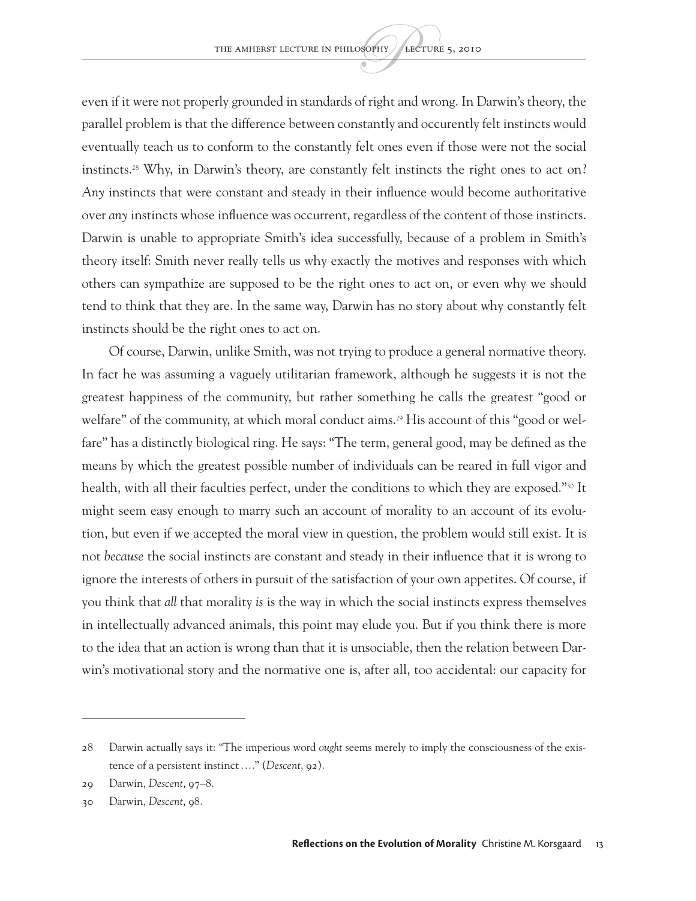even if it were not properly grounded in standards of right and wrong. In Darwin's theory, the parallel problem is that the difference between constantly and occurently felt instincts would eventually teach us to conform to the constantly felt ones even if those were not the social instincts.[28] Why, in Darwin's theory, are constantly felt instincts the right ones to act on? *Any* instincts that were constant and steady in their influence would become authoritative over *any* instincts whose influence was occurrent, regardless of the content of those instincts. Darwin is unable to appropriate Smith's idea successfully, because of a problem in Smith's theory itself: Smith never really tells us why exactly the motives and responses with which others can sympathize are supposed to be the right ones to act on, or even why we should tend to think that they are. In the same way, Darwin has no story about why constantly felt instincts should be the right ones to act on.

Of course, Darwin, unlike Smith, was not trying to produce a general normative theory. In fact he was assuming a vaguely utilitarian framework, although he suggests it is not the greatest happiness of the community, but rather something he calls the greatest "good or welfare" of the community, at which moral conduct aims.[29] His account of this "good or welfare" has a distinctly biological ring. He says: "The term, general good, may be defined as the means by which the greatest possible number of individuals can be reared in full vigor and health, with all their faculties perfect, under the conditions to which they are exposed."[30] It might seem easy enough to marry such an account of morality to an account of its evolution, but even if we accepted the moral view in question, the problem would still exist. It is not *because* the social instincts are constant and steady in their influence that it is wrong to ignore the interests of others in pursuit of the satisfaction of your own appetites. Of course, if you think that *all* that morality *is* is the way in which the social instincts express themselves in intellectually advanced animals, this point may elude you. But if you think there is more to the idea that an action is wrong than that it is unsociable, then the relation between Darwin's motivational story and the normative one is, after all, too accidental: our capacity for

---

28 Darwin actually says it: "The imperious word *ought* seems merely to imply the consciousness of the existence of a persistent instinct …." (*Descent*, 92).

29 Darwin, *Descent*, 97–8.

30 Darwin, *Descent*, 98.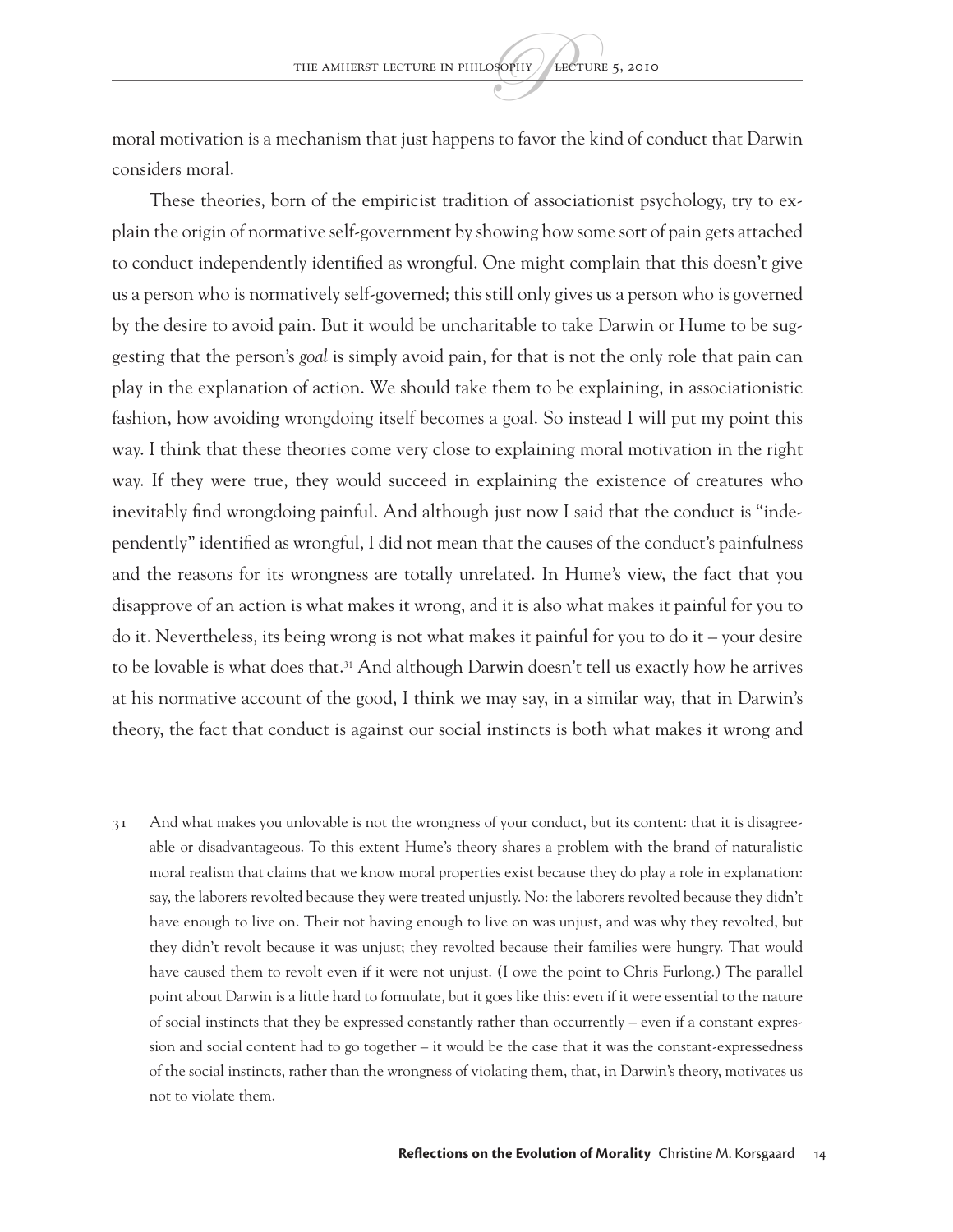moral motivation is a mechanism that just happens to favor the kind of conduct that Darwin considers moral.

These theories, born of the empiricist tradition of associationist psychology, try to explain the origin of normative self-government by showing how some sort of pain gets attached to conduct independently identified as wrongful. One might complain that this doesn't give us a person who is normatively self-governed; this still only gives us a person who is governed by the desire to avoid pain. But it would be uncharitable to take Darwin or Hume to be suggesting that the person's *goal* is simply avoid pain, for that is not the only role that pain can play in the explanation of action. We should take them to be explaining, in associationistic fashion, how avoiding wrongdoing itself becomes a goal. So instead I will put my point this way. I think that these theories come very close to explaining moral motivation in the right way. If they were true, they would succeed in explaining the existence of creatures who inevitably find wrongdoing painful. And although just now I said that the conduct is "independently" identified as wrongful, I did not mean that the causes of the conduct's painfulness and the reasons for its wrongness are totally unrelated. In Hume's view, the fact that you disapprove of an action is what makes it wrong, and it is also what makes it painful for you to do it. Nevertheless, its being wrong is not what makes it painful for you to do it – your desire to be lovable is what does that.[31] And although Darwin doesn't tell us exactly how he arrives at his normative account of the good, I think we may say, in a similar way, that in Darwin's theory, the fact that conduct is against our social instincts is both what makes it wrong and

---

31 And what makes you unlovable is not the wrongness of your conduct, but its content: that it is disagreeable or disadvantageous. To this extent Hume's theory shares a problem with the brand of naturalistic moral realism that claims that we know moral properties exist because they do play a role in explanation: say, the laborers revolted because they were treated unjustly. No: the laborers revolted because they didn't have enough to live on. Their not having enough to live on was unjust, and was why they revolted, but they didn't revolt because it was unjust; they revolted because their families were hungry. That would have caused them to revolt even if it were not unjust. (I owe the point to Chris Furlong.) The parallel point about Darwin is a little hard to formulate, but it goes like this: even if it were essential to the nature of social instincts that they be expressed constantly rather than occurrently – even if a constant expression and social content had to go together – it would be the case that it was the constant-expressedness of the social instincts, rather than the wrongness of violating them, that, in Darwin's theory, motivates us not to violate them.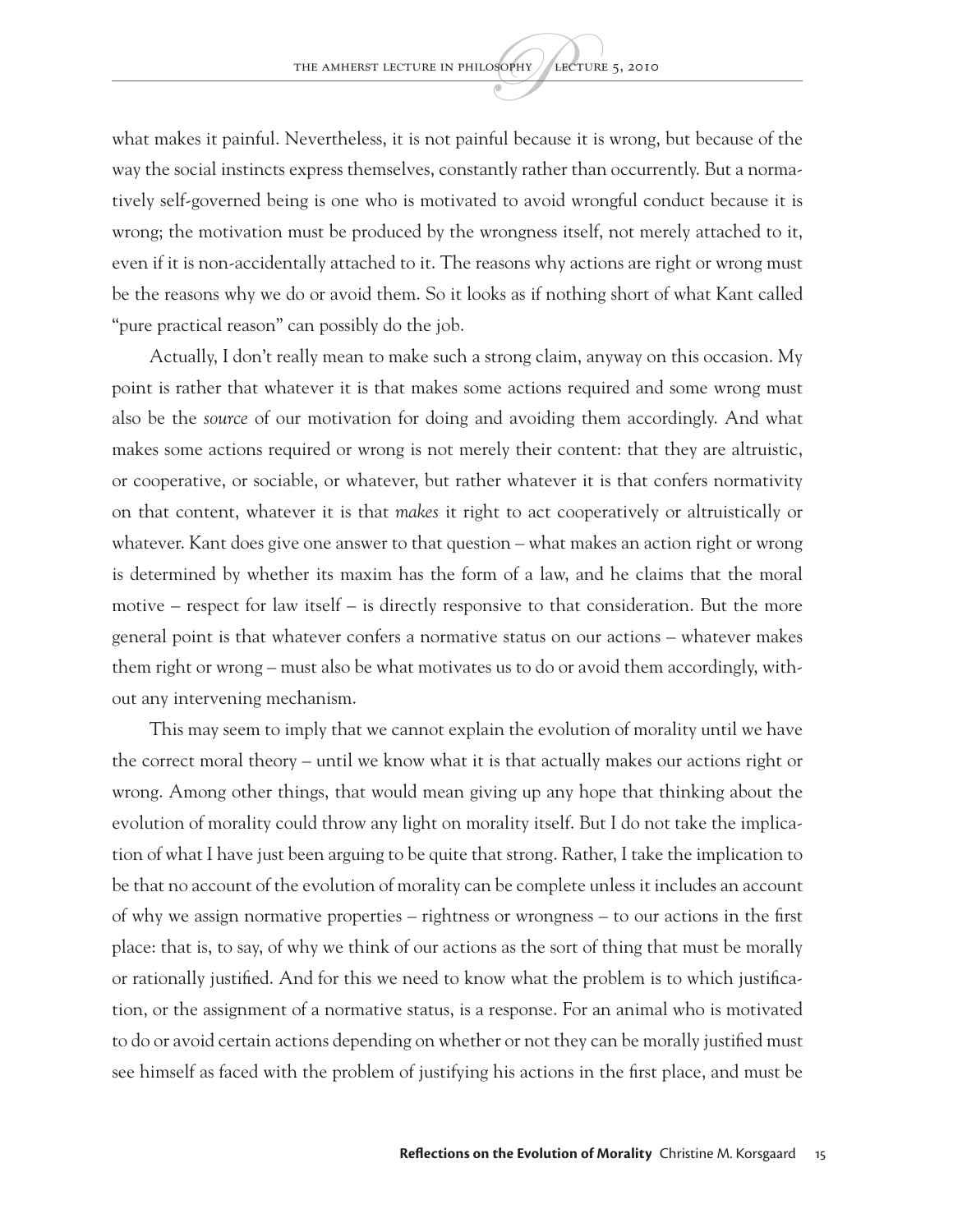what makes it painful. Nevertheless, it is not painful because it is wrong, but because of the way the social instincts express themselves, constantly rather than occurrently. But a normatively self-governed being is one who is motivated to avoid wrongful conduct because it is wrong; the motivation must be produced by the wrongness itself, not merely attached to it, even if it is non-accidentally attached to it. The reasons why actions are right or wrong must be the reasons why we do or avoid them. So it looks as if nothing short of what Kant called "pure practical reason" can possibly do the job.

Actually, I don't really mean to make such a strong claim, anyway on this occasion. My point is rather that whatever it is that makes some actions required and some wrong must also be the *source* of our motivation for doing and avoiding them accordingly. And what makes some actions required or wrong is not merely their content: that they are altruistic, or cooperative, or sociable, or whatever, but rather whatever it is that confers normativity on that content, whatever it is that *makes* it right to act cooperatively or altruistically or whatever. Kant does give one answer to that question – what makes an action right or wrong is determined by whether its maxim has the form of a law, and he claims that the moral motive – respect for law itself – is directly responsive to that consideration. But the more general point is that whatever confers a normative status on our actions – whatever makes them right or wrong – must also be what motivates us to do or avoid them accordingly, without any intervening mechanism.

This may seem to imply that we cannot explain the evolution of morality until we have the correct moral theory – until we know what it is that actually makes our actions right or wrong. Among other things, that would mean giving up any hope that thinking about the evolution of morality could throw any light on morality itself. But I do not take the implication of what I have just been arguing to be quite that strong. Rather, I take the implication to be that no account of the evolution of morality can be complete unless it includes an account of why we assign normative properties – rightness or wrongness – to our actions in the first place: that is, to say, of why we think of our actions as the sort of thing that must be morally or rationally justified. And for this we need to know what the problem is to which justification, or the assignment of a normative status, is a response. For an animal who is motivated to do or avoid certain actions depending on whether or not they can be morally justified must see himself as faced with the problem of justifying his actions in the first place, and must be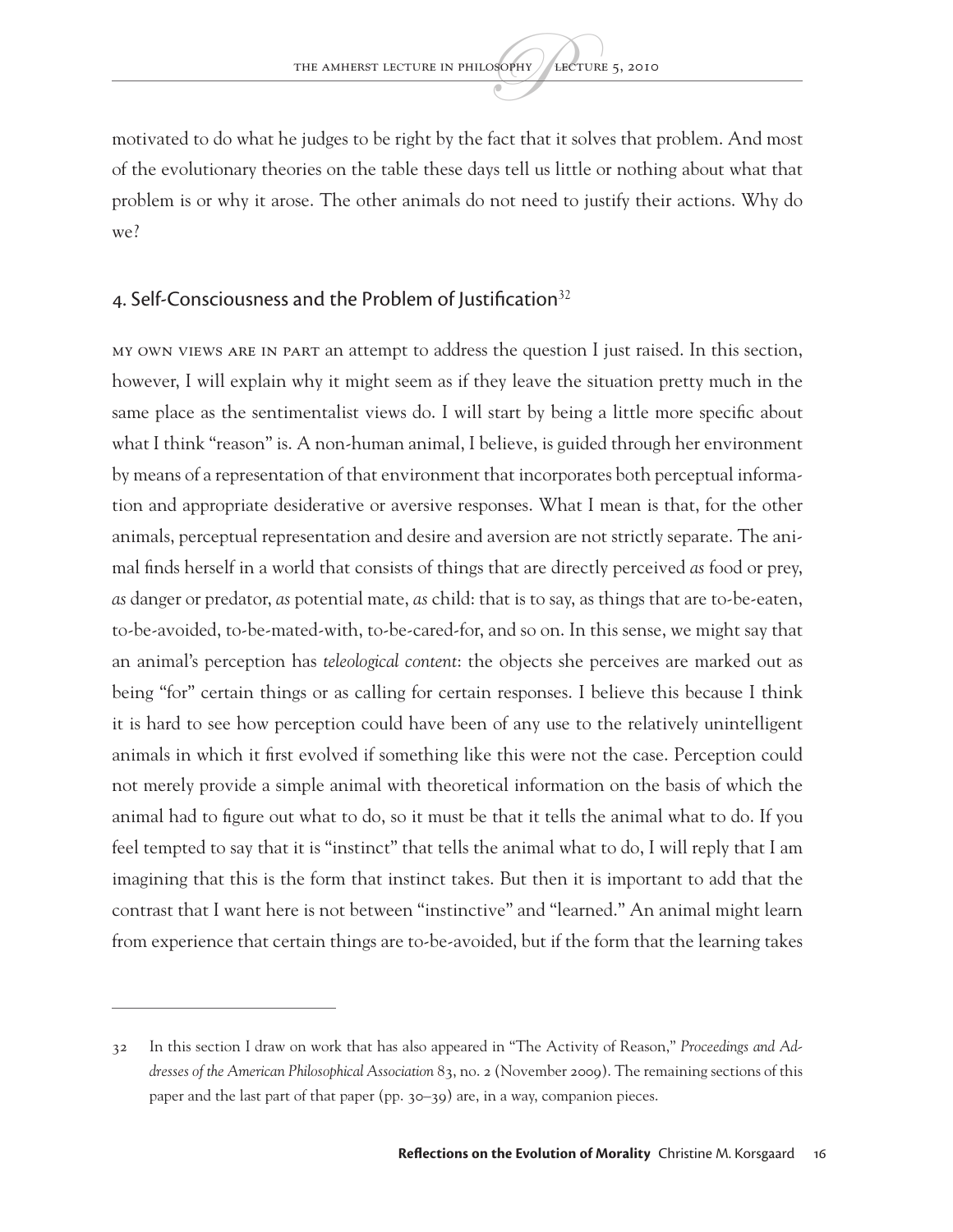motivated to do what he judges to be right by the fact that it solves that problem. And most of the evolutionary theories on the table these days tell us little or nothing about what that problem is or why it arose. The other animals do not need to justify their actions. Why do we?

## 4. Self-Consciousness and the Problem of Justification[32]

MY OWN VIEWS ARE IN PART an attempt to address the question I just raised. In this section, however, I will explain why it might seem as if they leave the situation pretty much in the same place as the sentimentalist views do. I will start by being a little more specific about what I think "reason" is. A non-human animal, I believe, is guided through her environment by means of a representation of that environment that incorporates both perceptual information and appropriate desiderative or aversive responses. What I mean is that, for the other animals, perceptual representation and desire and aversion are not strictly separate. The animal finds herself in a world that consists of things that are directly perceived *as* food or prey, *as* danger or predator, *as* potential mate, *as* child: that is to say, as things that are to-be-eaten, to-be-avoided, to-be-mated-with, to-be-cared-for, and so on. In this sense, we might say that an animal's perception has *teleological content*: the objects she perceives are marked out as being "for" certain things or as calling for certain responses. I believe this because I think it is hard to see how perception could have been of any use to the relatively unintelligent animals in which it first evolved if something like this were not the case. Perception could not merely provide a simple animal with theoretical information on the basis of which the animal had to figure out what to do, so it must be that it tells the animal what to do. If you feel tempted to say that it is "instinct" that tells the animal what to do, I will reply that I am imagining that this is the form that instinct takes. But then it is important to add that the contrast that I want here is not between "instinctive" and "learned." An animal might learn from experience that certain things are to-be-avoided, but if the form that the learning takes

---

32 In this section I draw on work that has also appeared in "The Activity of Reason," *Proceedings and Addresses of the American Philosophical Association* 83, no. 2 (November 2009). The remaining sections of this paper and the last part of that paper (pp. 30–39) are, in a way, companion pieces.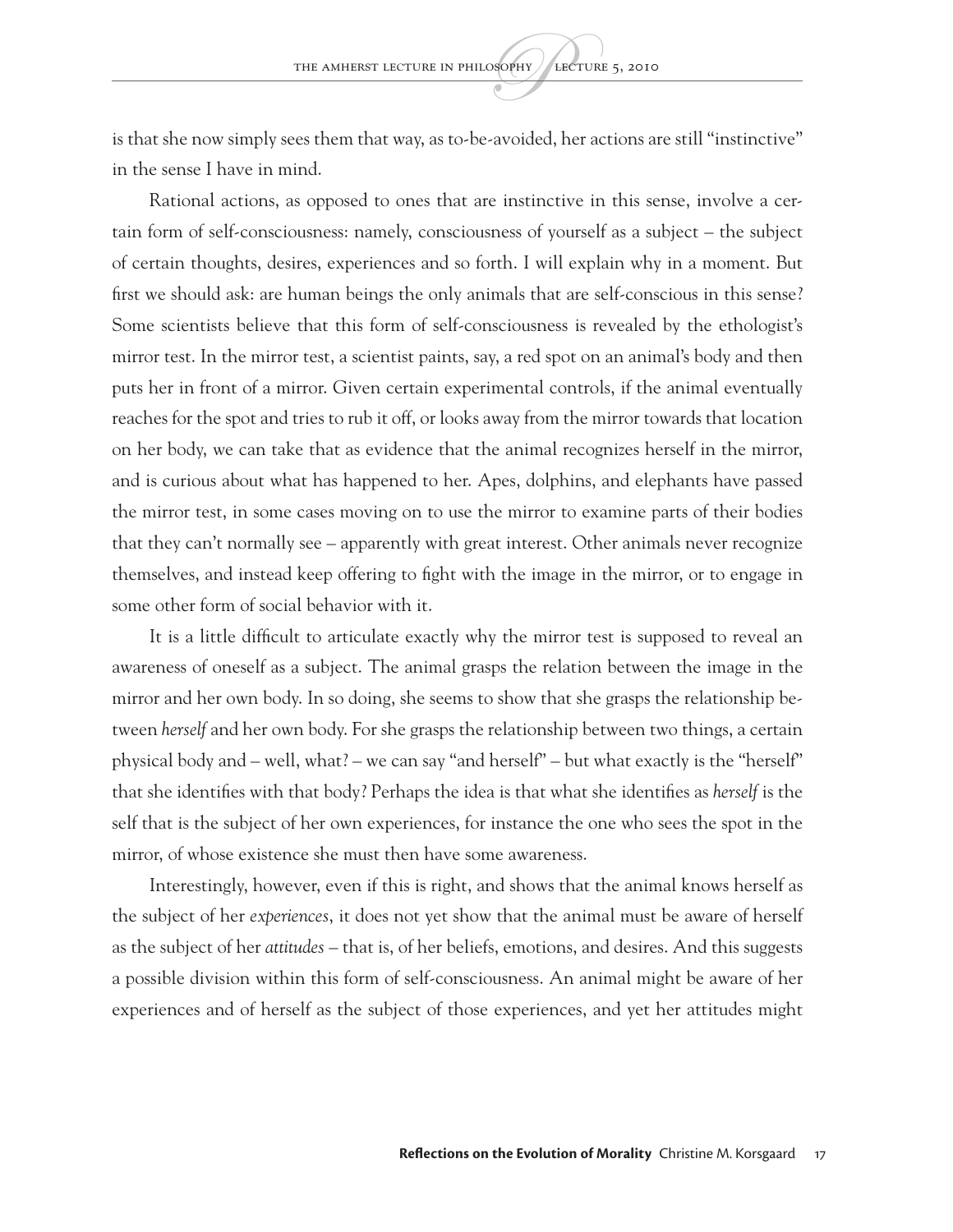is that she now simply sees them that way, as to-be-avoided, her actions are still "instinctive" in the sense I have in mind.

Rational actions, as opposed to ones that are instinctive in this sense, involve a certain form of self-consciousness: namely, consciousness of yourself as a subject – the subject of certain thoughts, desires, experiences and so forth. I will explain why in a moment. But first we should ask: are human beings the only animals that are self-conscious in this sense? Some scientists believe that this form of self-consciousness is revealed by the ethologist's mirror test. In the mirror test, a scientist paints, say, a red spot on an animal's body and then puts her in front of a mirror. Given certain experimental controls, if the animal eventually reaches for the spot and tries to rub it off, or looks away from the mirror towards that location on her body, we can take that as evidence that the animal recognizes herself in the mirror, and is curious about what has happened to her. Apes, dolphins, and elephants have passed the mirror test, in some cases moving on to use the mirror to examine parts of their bodies that they can't normally see – apparently with great interest. Other animals never recognize themselves, and instead keep offering to fight with the image in the mirror, or to engage in some other form of social behavior with it.

It is a little difficult to articulate exactly why the mirror test is supposed to reveal an awareness of oneself as a subject. The animal grasps the relation between the image in the mirror and her own body. In so doing, she seems to show that she grasps the relationship between *herself* and her own body. For she grasps the relationship between two things, a certain physical body and – well, what? – we can say "and herself" – but what exactly is the "herself" that she identifies with that body? Perhaps the idea is that what she identifies as *herself* is the self that is the subject of her own experiences, for instance the one who sees the spot in the mirror, of whose existence she must then have some awareness.

Interestingly, however, even if this is right, and shows that the animal knows herself as the subject of her *experiences*, it does not yet show that the animal must be aware of herself as the subject of her *attitudes* – that is, of her beliefs, emotions, and desires. And this suggests a possible division within this form of self-consciousness. An animal might be aware of her experiences and of herself as the subject of those experiences, and yet her attitudes might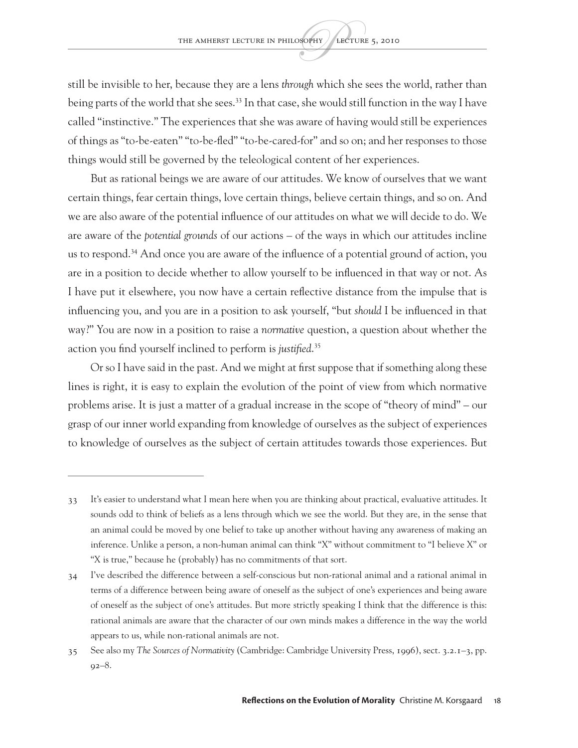still be invisible to her, because they are a lens *through* which she sees the world, rather than being parts of the world that she sees.[33] In that case, she would still function in the way I have called "instinctive." The experiences that she was aware of having would still be experiences of things as "to-be-eaten" "to-be-fled" "to-be-cared-for" and so on; and her responses to those things would still be governed by the teleological content of her experiences.

But as rational beings we are aware of our attitudes. We know of ourselves that we want certain things, fear certain things, love certain things, believe certain things, and so on. And we are also aware of the potential influence of our attitudes on what we will decide to do. We are aware of the *potential grounds* of our actions – of the ways in which our attitudes incline us to respond.[34] And once you are aware of the influence of a potential ground of action, you are in a position to decide whether to allow yourself to be influenced in that way or not. As I have put it elsewhere, you now have a certain reflective distance from the impulse that is influencing you, and you are in a position to ask yourself, "but *should* I be influenced in that way?" You are now in a position to raise a *normative* question, a question about whether the action you find yourself inclined to perform is *justified*.[35]

Or so I have said in the past. And we might at first suppose that if something along these lines is right, it is easy to explain the evolution of the point of view from which normative problems arise. It is just a matter of a gradual increase in the scope of "theory of mind" – our grasp of our inner world expanding from knowledge of ourselves as the subject of experiences to knowledge of ourselves as the subject of certain attitudes towards those experiences. But

---

33 It's easier to understand what I mean here when you are thinking about practical, evaluative attitudes. It sounds odd to think of beliefs as a lens through which we see the world. But they are, in the sense that an animal could be moved by one belief to take up another without having any awareness of making an inference. Unlike a person, a non-human animal can think "X" without commitment to "I believe X" or "X is true," because he (probably) has no commitments of that sort.

34 I've described the difference between a self-conscious but non-rational animal and a rational animal in terms of a difference between being aware of oneself as the subject of one's experiences and being aware of oneself as the subject of one's attitudes. But more strictly speaking I think that the difference is this: rational animals are aware that the character of our own minds makes a difference in the way the world appears to us, while non-rational animals are not.

35 See also my *The Sources of Normativity* (Cambridge: Cambridge University Press, 1996), sect. 3.2.1–3, pp. 92–8.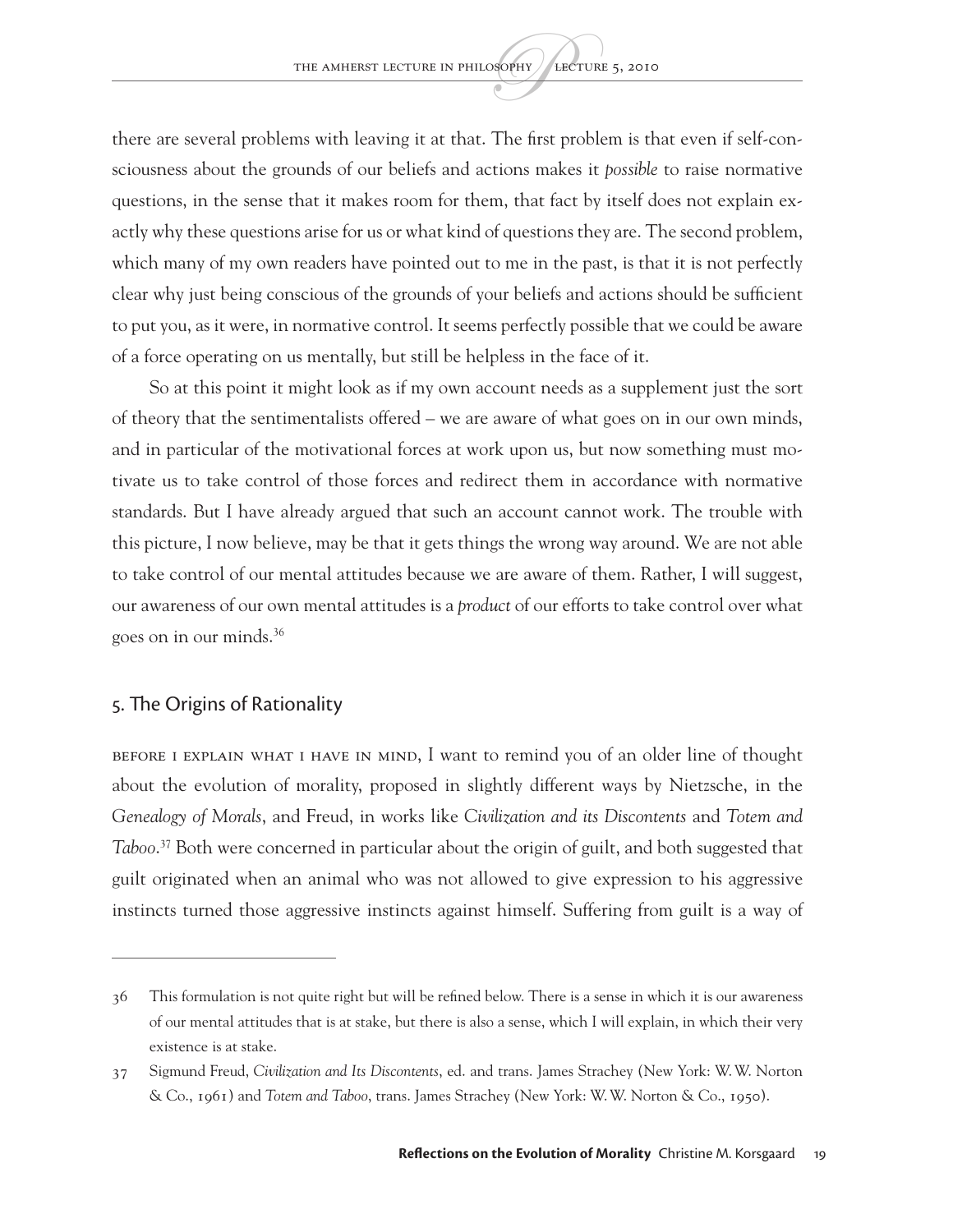there are several problems with leaving it at that. The first problem is that even if self-consciousness about the grounds of our beliefs and actions makes it *possible* to raise normative questions, in the sense that it makes room for them, that fact by itself does not explain exactly why these questions arise for us or what kind of questions they are. The second problem, which many of my own readers have pointed out to me in the past, is that it is not perfectly clear why just being conscious of the grounds of your beliefs and actions should be sufficient to put you, as it were, in normative control. It seems perfectly possible that we could be aware of a force operating on us mentally, but still be helpless in the face of it.

So at this point it might look as if my own account needs as a supplement just the sort of theory that the sentimentalists offered – we are aware of what goes on in our own minds, and in particular of the motivational forces at work upon us, but now something must motivate us to take control of those forces and redirect them in accordance with normative standards. But I have already argued that such an account cannot work. The trouble with this picture, I now believe, may be that it gets things the wrong way around. We are not able to take control of our mental attitudes because we are aware of them. Rather, I will suggest, our awareness of our own mental attitudes is a *product* of our efforts to take control over what goes on in our minds.[36]

## 5. The Origins of Rationality

Before I explain what I have in mind, I want to remind you of an older line of thought about the evolution of morality, proposed in slightly different ways by Nietzsche, in the *Genealogy of Morals*, and Freud, in works like *Civilization and its Discontents* and *Totem and Taboo*.[37] Both were concerned in particular about the origin of guilt, and both suggested that guilt originated when an animal who was not allowed to give expression to his aggressive instincts turned those aggressive instincts against himself. Suffering from guilt is a way of

---

36 This formulation is not quite right but will be refined below. There is a sense in which it is our awareness of our mental attitudes that is at stake, but there is also a sense, which I will explain, in which their very existence is at stake.

37 Sigmund Freud, *Civilization and Its Discontents*, ed. and trans. James Strachey (New York: W. W. Norton & Co., 1961) and *Totem and Taboo*, trans. James Strachey (New York: W. W. Norton & Co., 1950).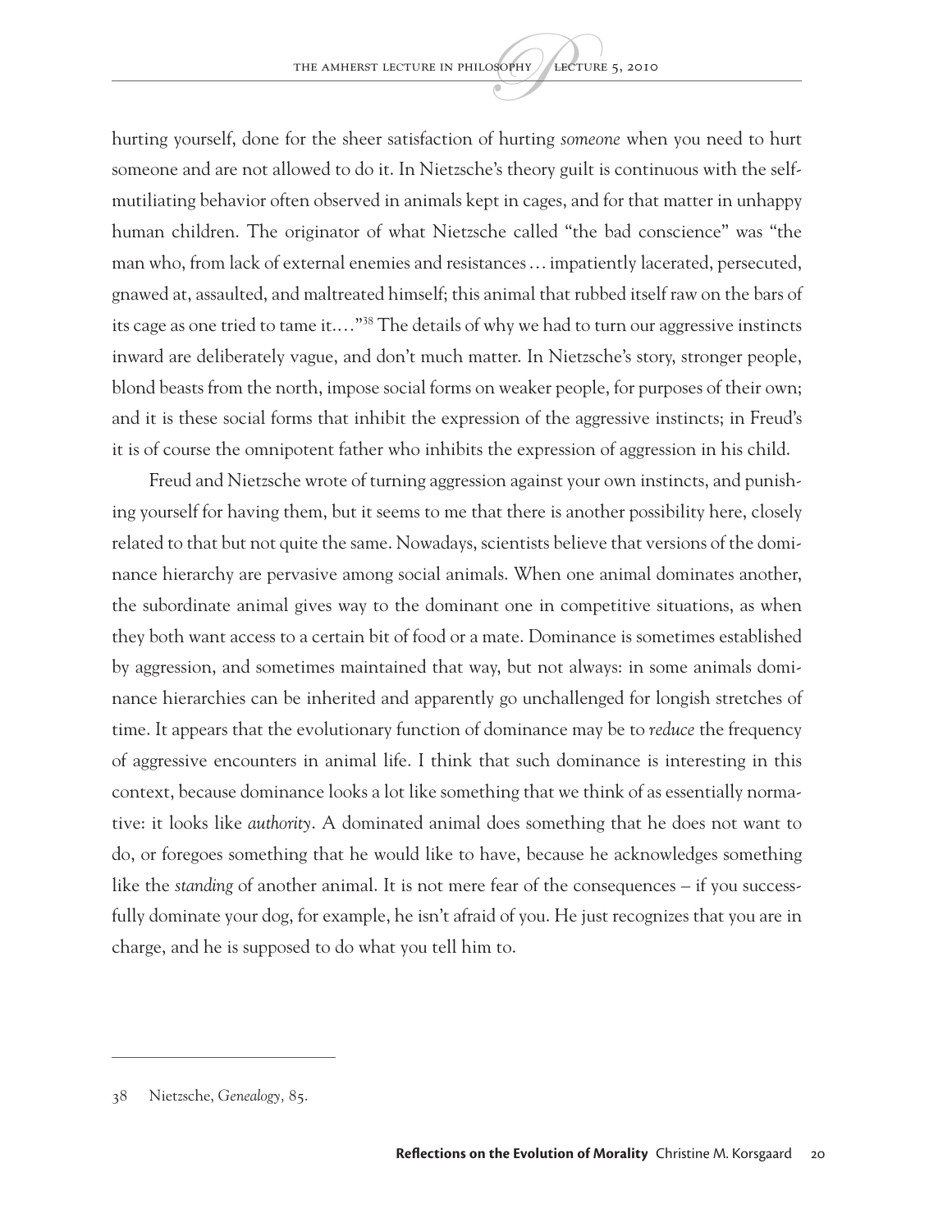hurting yourself, done for the sheer satisfaction of hurting *someone* when you need to hurt someone and are not allowed to do it. In Nietzsche's theory guilt is continuous with the self-mutiliating behavior often observed in animals kept in cages, and for that matter in unhappy human children. The originator of what Nietzsche called "the bad conscience" was "the man who, from lack of external enemies and resistances … impatiently lacerated, persecuted, gnawed at, assaulted, and maltreated himself; this animal that rubbed itself raw on the bars of its cage as one tried to tame it.…"[38] The details of why we had to turn our aggressive instincts inward are deliberately vague, and don't much matter. In Nietzsche's story, stronger people, blond beasts from the north, impose social forms on weaker people, for purposes of their own; and it is these social forms that inhibit the expression of the aggressive instincts; in Freud's it is of course the omnipotent father who inhibits the expression of aggression in his child.

Freud and Nietzsche wrote of turning aggression against your own instincts, and punishing yourself for having them, but it seems to me that there is another possibility here, closely related to that but not quite the same. Nowadays, scientists believe that versions of the dominance hierarchy are pervasive among social animals. When one animal dominates another, the subordinate animal gives way to the dominant one in competitive situations, as when they both want access to a certain bit of food or a mate. Dominance is sometimes established by aggression, and sometimes maintained that way, but not always: in some animals dominance hierarchies can be inherited and apparently go unchallenged for longish stretches of time. It appears that the evolutionary function of dominance may be to *reduce* the frequency of aggressive encounters in animal life. I think that such dominance is interesting in this context, because dominance looks a lot like something that we think of as essentially normative: it looks like *authority*. A dominated animal does something that he does not want to do, or foregoes something that he would like to have, because he acknowledges something like the *standing* of another animal. It is not mere fear of the consequences – if you successfully dominate your dog, for example, he isn't afraid of you. He just recognizes that you are in charge, and he is supposed to do what you tell him to.

---

38 Nietzsche, *Genealogy,* 85.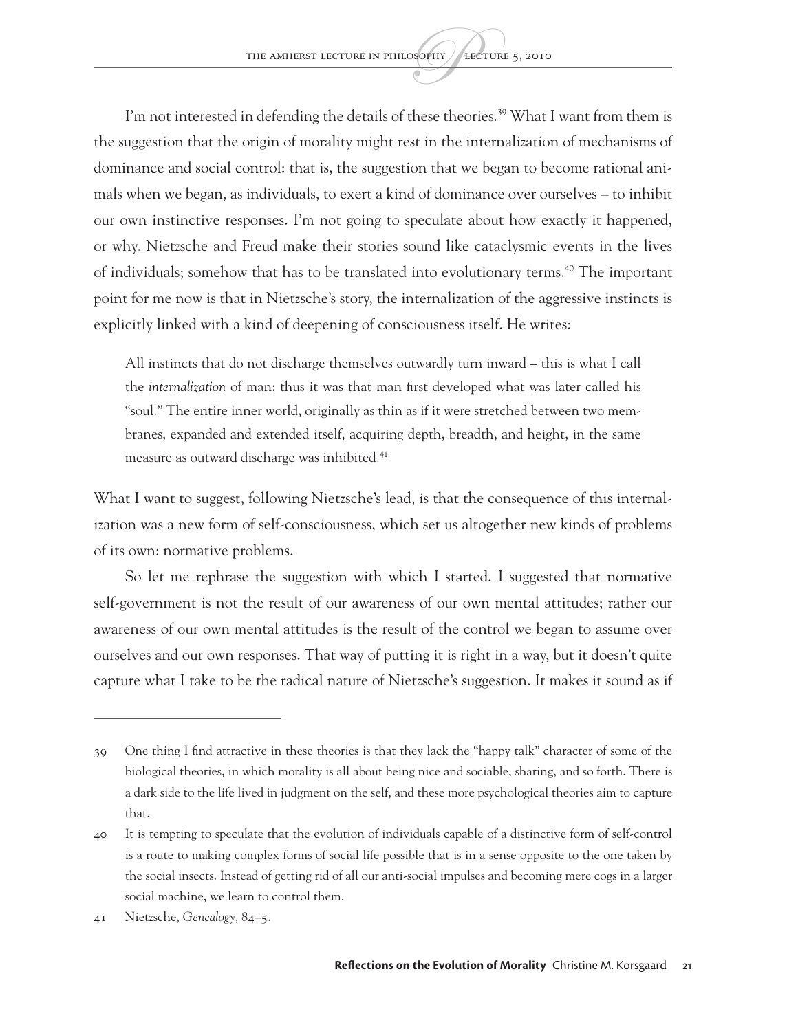I'm not interested in defending the details of these theories.[39] What I want from them is the suggestion that the origin of morality might rest in the internalization of mechanisms of dominance and social control: that is, the suggestion that we began to become rational animals when we began, as individuals, to exert a kind of dominance over ourselves – to inhibit our own instinctive responses. I'm not going to speculate about how exactly it happened, or why. Nietzsche and Freud make their stories sound like cataclysmic events in the lives of individuals; somehow that has to be translated into evolutionary terms.[40] The important point for me now is that in Nietzsche's story, the internalization of the aggressive instincts is explicitly linked with a kind of deepening of consciousness itself. He writes:

> All instincts that do not discharge themselves outwardly turn inward – this is what I call the *internalization* of man: thus it was that man first developed what was later called his "soul." The entire inner world, originally as thin as if it were stretched between two membranes, expanded and extended itself, acquiring depth, breadth, and height, in the same measure as outward discharge was inhibited.[41]

What I want to suggest, following Nietzsche's lead, is that the consequence of this internalization was a new form of self-consciousness, which set us altogether new kinds of problems of its own: normative problems.

So let me rephrase the suggestion with which I started. I suggested that normative self-government is not the result of our awareness of our own mental attitudes; rather our awareness of our own mental attitudes is the result of the control we began to assume over ourselves and our own responses. That way of putting it is right in a way, but it doesn't quite capture what I take to be the radical nature of Nietzsche's suggestion. It makes it sound as if

---

39 One thing I find attractive in these theories is that they lack the "happy talk" character of some of the biological theories, in which morality is all about being nice and sociable, sharing, and so forth. There is a dark side to the life lived in judgment on the self, and these more psychological theories aim to capture that.

40 It is tempting to speculate that the evolution of individuals capable of a distinctive form of self-control is a route to making complex forms of social life possible that is in a sense opposite to the one taken by the social insects. Instead of getting rid of all our anti-social impulses and becoming mere cogs in a larger social machine, we learn to control them.

41 Nietzsche, *Genealogy*, 84–5.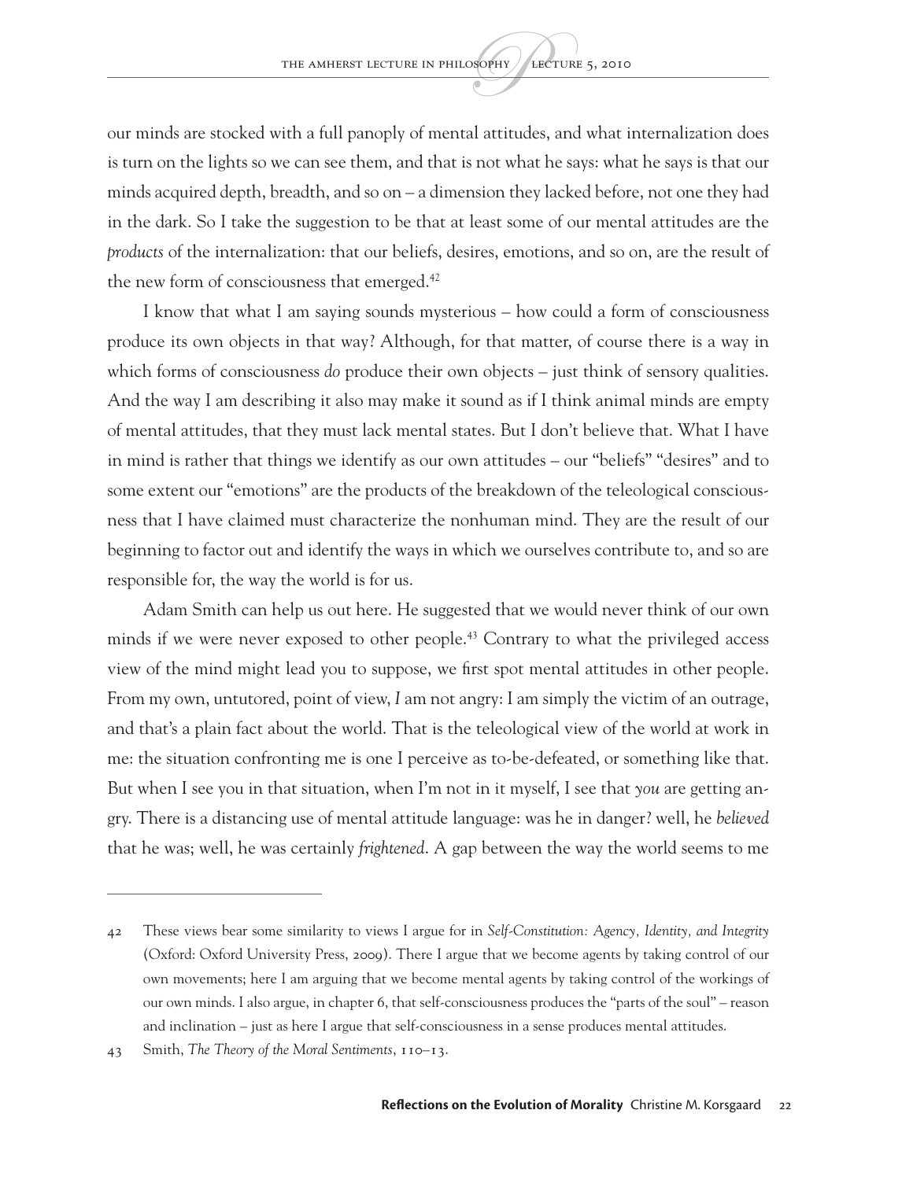our minds are stocked with a full panoply of mental attitudes, and what internalization does is turn on the lights so we can see them, and that is not what he says: what he says is that our minds acquired depth, breadth, and so on – a dimension they lacked before, not one they had in the dark. So I take the suggestion to be that at least some of our mental attitudes are the *products* of the internalization: that our beliefs, desires, emotions, and so on, are the result of the new form of consciousness that emerged.[42]

I know that what I am saying sounds mysterious – how could a form of consciousness produce its own objects in that way? Although, for that matter, of course there is a way in which forms of consciousness *do* produce their own objects – just think of sensory qualities. And the way I am describing it also may make it sound as if I think animal minds are empty of mental attitudes, that they must lack mental states. But I don't believe that. What I have in mind is rather that things we identify as our own attitudes – our "beliefs" "desires" and to some extent our "emotions" are the products of the breakdown of the teleological consciousness that I have claimed must characterize the nonhuman mind. They are the result of our beginning to factor out and identify the ways in which we ourselves contribute to, and so are responsible for, the way the world is for us.

Adam Smith can help us out here. He suggested that we would never think of our own minds if we were never exposed to other people.[43] Contrary to what the privileged access view of the mind might lead you to suppose, we first spot mental attitudes in other people. From my own, untutored, point of view, *I* am not angry: I am simply the victim of an outrage, and that's a plain fact about the world. That is the teleological view of the world at work in me: the situation confronting me is one I perceive as to-be-defeated, or something like that. But when I see you in that situation, when I'm not in it myself, I see that *you* are getting angry. There is a distancing use of mental attitude language: was he in danger? well, he *believed* that he was; well, he was certainly *frightened*. A gap between the way the world seems to me

---

42 These views bear some similarity to views I argue for in *Self-Constitution: Agency, Identity, and Integrity* (Oxford: Oxford University Press, 2009). There I argue that we become agents by taking control of our own movements; here I am arguing that we become mental agents by taking control of the workings of our own minds. I also argue, in chapter 6, that self-consciousness produces the "parts of the soul" – reason and inclination – just as here I argue that self-consciousness in a sense produces mental attitudes.

43 Smith, *The Theory of the Moral Sentiments*, 110–13.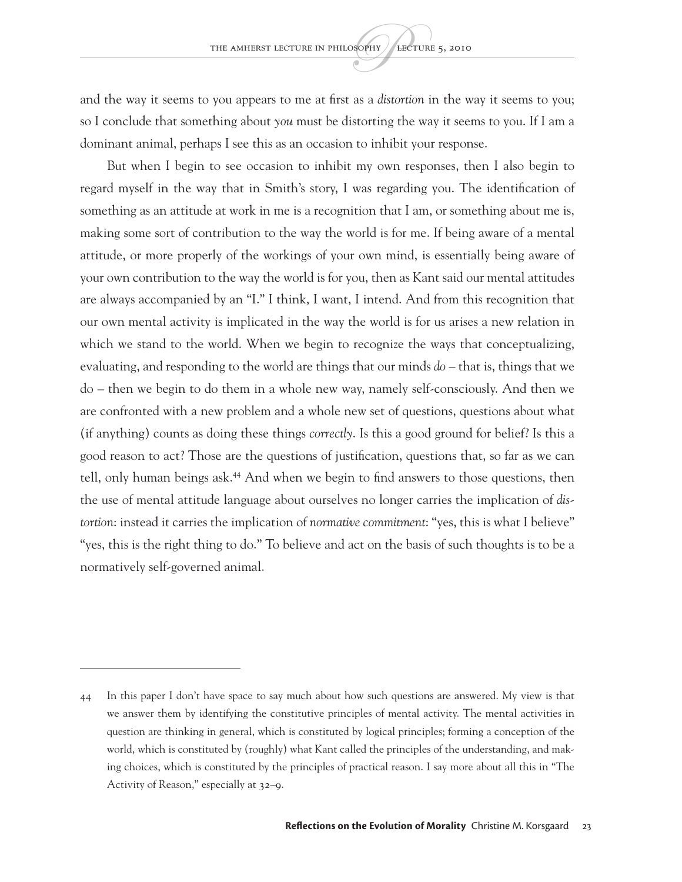and the way it seems to you appears to me at first as a *distortion* in the way it seems to you; so I conclude that something about *you* must be distorting the way it seems to you. If I am a dominant animal, perhaps I see this as an occasion to inhibit your response.

But when I begin to see occasion to inhibit my own responses, then I also begin to regard myself in the way that in Smith's story, I was regarding you. The identification of something as an attitude at work in me is a recognition that I am, or something about me is, making some sort of contribution to the way the world is for me. If being aware of a mental attitude, or more properly of the workings of your own mind, is essentially being aware of your own contribution to the way the world is for you, then as Kant said our mental attitudes are always accompanied by an "I." I think, I want, I intend. And from this recognition that our own mental activity is implicated in the way the world is for us arises a new relation in which we stand to the world. When we begin to recognize the ways that conceptualizing, evaluating, and responding to the world are things that our minds *do* – that is, things that we do – then we begin to do them in a whole new way, namely self-consciously. And then we are confronted with a new problem and a whole new set of questions, questions about what (if anything) counts as doing these things *correctly*. Is this a good ground for belief? Is this a good reason to act? Those are the questions of justification, questions that, so far as we can tell, only human beings ask.[44] And when we begin to find answers to those questions, then the use of mental attitude language about ourselves no longer carries the implication of *distortion*: instead it carries the implication of *normative commitment*: "yes, this is what I believe" "yes, this is the right thing to do." To believe and act on the basis of such thoughts is to be a normatively self-governed animal.

---

44 In this paper I don't have space to say much about how such questions are answered. My view is that we answer them by identifying the constitutive principles of mental activity. The mental activities in question are thinking in general, which is constituted by logical principles; forming a conception of the world, which is constituted by (roughly) what Kant called the principles of the understanding, and making choices, which is constituted by the principles of practical reason. I say more about all this in "The Activity of Reason," especially at 32–9.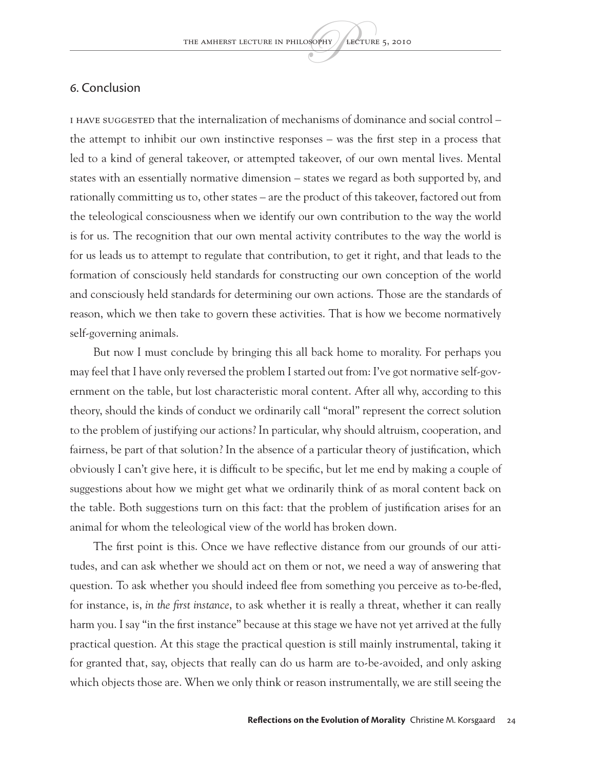## 6. Conclusion

I have suggested that the internalization of mechanisms of dominance and social control – the attempt to inhibit our own instinctive responses – was the first step in a process that led to a kind of general takeover, or attempted takeover, of our own mental lives. Mental states with an essentially normative dimension – states we regard as both supported by, and rationally committing us to, other states – are the product of this takeover, factored out from the teleological consciousness when we identify our own contribution to the way the world is for us. The recognition that our own mental activity contributes to the way the world is for us leads us to attempt to regulate that contribution, to get it right, and that leads to the formation of consciously held standards for constructing our own conception of the world and consciously held standards for determining our own actions. Those are the standards of reason, which we then take to govern these activities. That is how we become normatively self-governing animals.

But now I must conclude by bringing this all back home to morality. For perhaps you may feel that I have only reversed the problem I started out from: I've got normative self-government on the table, but lost characteristic moral content. After all why, according to this theory, should the kinds of conduct we ordinarily call "moral" represent the correct solution to the problem of justifying our actions? In particular, why should altruism, cooperation, and fairness, be part of that solution? In the absence of a particular theory of justification, which obviously I can't give here, it is difficult to be specific, but let me end by making a couple of suggestions about how we might get what we ordinarily think of as moral content back on the table. Both suggestions turn on this fact: that the problem of justification arises for an animal for whom the teleological view of the world has broken down.

The first point is this. Once we have reflective distance from our grounds of our attitudes, and can ask whether we should act on them or not, we need a way of answering that question. To ask whether you should indeed flee from something you perceive as to-be-fled, for instance, is, *in the first instance*, to ask whether it is really a threat, whether it can really harm you. I say "in the first instance" because at this stage we have not yet arrived at the fully practical question. At this stage the practical question is still mainly instrumental, taking it for granted that, say, objects that really can do us harm are to-be-avoided, and only asking which objects those are. When we only think or reason instrumentally, we are still seeing the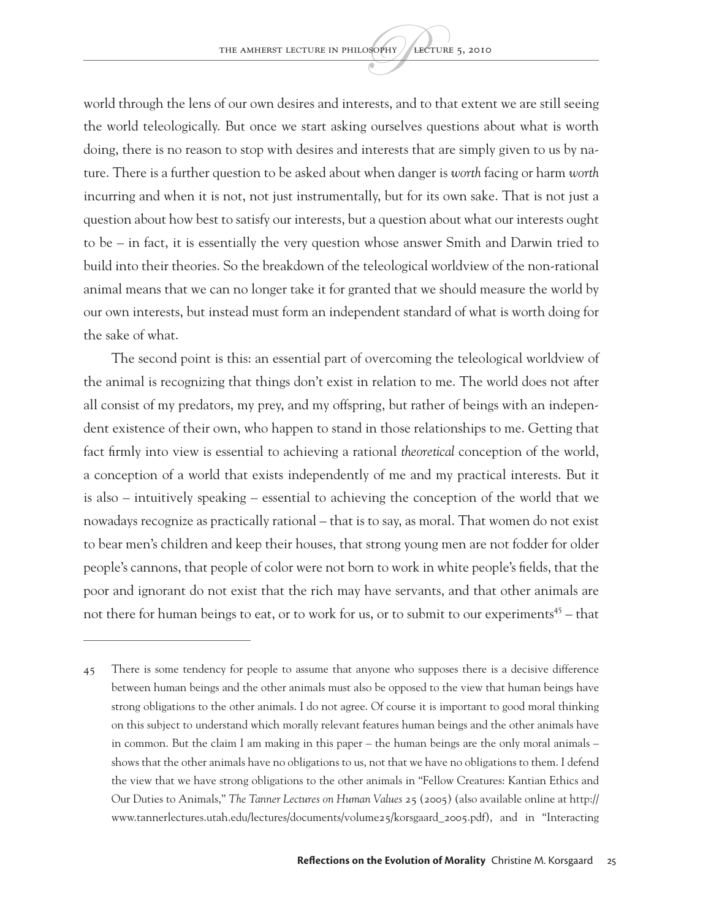world through the lens of our own desires and interests, and to that extent we are still seeing the world teleologically. But once we start asking ourselves questions about what is worth doing, there is no reason to stop with desires and interests that are simply given to us by nature. There is a further question to be asked about when danger is *worth* facing or harm *worth* incurring and when it is not, not just instrumentally, but for its own sake. That is not just a question about how best to satisfy our interests, but a question about what our interests ought to be – in fact, it is essentially the very question whose answer Smith and Darwin tried to build into their theories. So the breakdown of the teleological worldview of the non-rational animal means that we can no longer take it for granted that we should measure the world by our own interests, but instead must form an independent standard of what is worth doing for the sake of what.

The second point is this: an essential part of overcoming the teleological worldview of the animal is recognizing that things don't exist in relation to me. The world does not after all consist of my predators, my prey, and my offspring, but rather of beings with an independent existence of their own, who happen to stand in those relationships to me. Getting that fact firmly into view is essential to achieving a rational *theoretical* conception of the world, a conception of a world that exists independently of me and my practical interests. But it is also – intuitively speaking – essential to achieving the conception of the world that we nowadays recognize as practically rational – that is to say, as moral. That women do not exist to bear men's children and keep their houses, that strong young men are not fodder for older people's cannons, that people of color were not born to work in white people's fields, that the poor and ignorant do not exist that the rich may have servants, and that other animals are not there for human beings to eat, or to work for us, or to submit to our experiments[45] – that

---

45 There is some tendency for people to assume that anyone who supposes there is a decisive difference between human beings and the other animals must also be opposed to the view that human beings have strong obligations to the other animals. I do not agree. Of course it is important to good moral thinking on this subject to understand which morally relevant features human beings and the other animals have in common. But the claim I am making in this paper – the human beings are the only moral animals – shows that the other animals have no obligations to us, not that we have no obligations to them. I defend the view that we have strong obligations to the other animals in "Fellow Creatures: Kantian Ethics and Our Duties to Animals," *The Tanner Lectures on Human Values* 25 (2005) (also available online at http://www.tannerlectures.utah.edu/lectures/documents/volume25/korsgaard_2005.pdf), and in "Interacting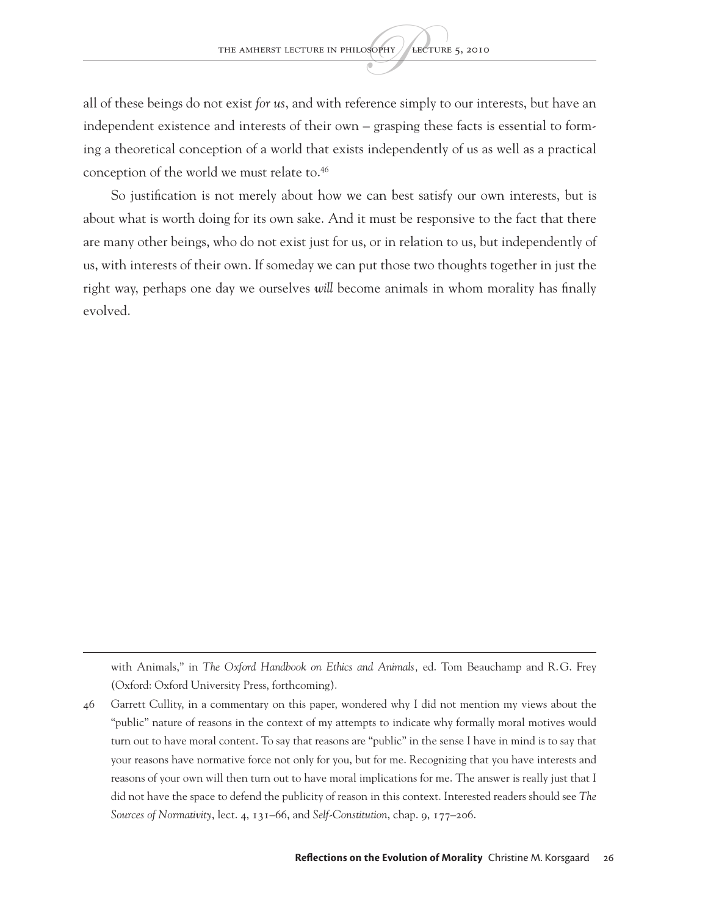all of these beings do not exist *for us*, and with reference simply to our interests, but have an independent existence and interests of their own – grasping these facts is essential to forming a theoretical conception of a world that exists independently of us as well as a practical conception of the world we must relate to.[46]

So justification is not merely about how we can best satisfy our own interests, but is about what is worth doing for its own sake. And it must be responsive to the fact that there are many other beings, who do not exist just for us, or in relation to us, but independently of us, with interests of their own. If someday we can put those two thoughts together in just the right way, perhaps one day we ourselves *will* become animals in whom morality has finally evolved.

---

with Animals," in *The Oxford Handbook on Ethics and Animals*, ed. Tom Beauchamp and R.G. Frey (Oxford: Oxford University Press, forthcoming).

46 Garrett Cullity, in a commentary on this paper, wondered why I did not mention my views about the "public" nature of reasons in the context of my attempts to indicate why formally moral motives would turn out to have moral content. To say that reasons are "public" in the sense I have in mind is to say that your reasons have normative force not only for you, but for me. Recognizing that you have interests and reasons of your own will then turn out to have moral implications for me. The answer is really just that I did not have the space to defend the publicity of reason in this context. Interested readers should see *The Sources of Normativity*, lect. 4, 131–66, and *Self-Constitution*, chap. 9, 177–206.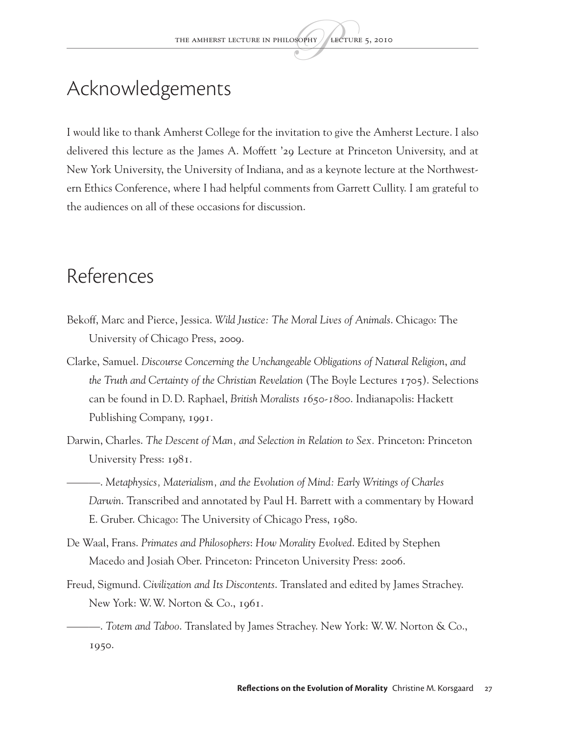# Acknowledgements

I would like to thank Amherst College for the invitation to give the Amherst Lecture. I also delivered this lecture as the James A. Moffett '29 Lecture at Princeton University, and at New York University, the University of Indiana, and as a keynote lecture at the Northwestern Ethics Conference, where I had helpful comments from Garrett Cullity. I am grateful to the audiences on all of these occasions for discussion.

# References

Bekoff, Marc and Pierce, Jessica. *Wild Justice: The Moral Lives of Animals*. Chicago: The University of Chicago Press, 2009.

Clarke, Samuel. *Discourse Concerning the Unchangeable Obligations of Natural Religion, and the Truth and Certainty of the Christian Revelation* (The Boyle Lectures 1705). Selections can be found in D. D. Raphael, *British Moralists 1650-1800*. Indianapolis: Hackett Publishing Company, 1991.

Darwin, Charles. *The Descent of Man, and Selection in Relation to Sex.* Princeton: Princeton University Press: 1981.

———. *Metaphysics, Materialism, and the Evolution of Mind: Early Writings of Charles Darwin*. Transcribed and annotated by Paul H. Barrett with a commentary by Howard E. Gruber. Chicago: The University of Chicago Press, 1980.

De Waal, Frans. *Primates and Philosophers: How Morality Evolved*. Edited by Stephen Macedo and Josiah Ober. Princeton: Princeton University Press: 2006.

Freud, Sigmund. *Civilization and Its Discontents*. Translated and edited by James Strachey. New York: W. W. Norton & Co., 1961.

———. *Totem and Taboo*. Translated by James Strachey. New York: W. W. Norton & Co., 1950.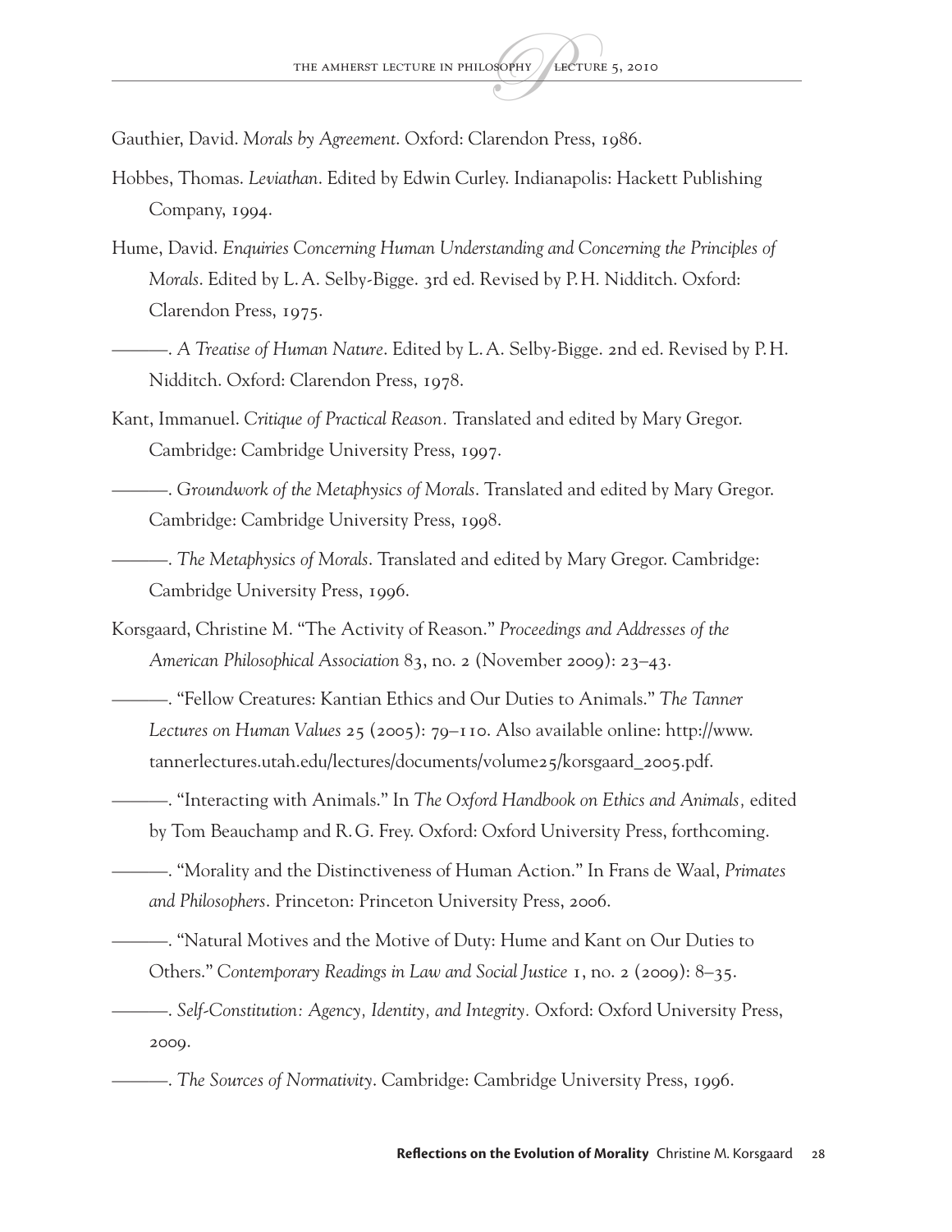Gauthier, David. *Morals by Agreement*. Oxford: Clarendon Press, 1986.

Hobbes, Thomas. *Leviathan*. Edited by Edwin Curley. Indianapolis: Hackett Publishing Company, 1994.

Hume, David. *Enquiries Concerning Human Understanding and Concerning the Principles of Morals*. Edited by L. A. Selby-Bigge. 3rd ed. Revised by P. H. Nidditch. Oxford: Clarendon Press, 1975.

———. *A Treatise of Human Nature*. Edited by L. A. Selby-Bigge. 2nd ed. Revised by P. H. Nidditch. Oxford: Clarendon Press, 1978.

Kant, Immanuel. *Critique of Practical Reason.* Translated and edited by Mary Gregor. Cambridge: Cambridge University Press, 1997.

———. *Groundwork of the Metaphysics of Morals*. Translated and edited by Mary Gregor. Cambridge: Cambridge University Press, 1998.

———. *The Metaphysics of Morals*. Translated and edited by Mary Gregor. Cambridge: Cambridge University Press, 1996.

Korsgaard, Christine M. "The Activity of Reason." *Proceedings and Addresses of the American Philosophical Association* 83, no. 2 (November 2009): 23–43.

———. "Fellow Creatures: Kantian Ethics and Our Duties to Animals." *The Tanner Lectures on Human Values* 25 (2005): 79–110. Also available online: http://www.tannerlectures.utah.edu/lectures/documents/volume25/korsgaard_2005.pdf.

———. "Interacting with Animals." In *The Oxford Handbook on Ethics and Animals,* edited by Tom Beauchamp and R. G. Frey. Oxford: Oxford University Press, forthcoming.

———. "Morality and the Distinctiveness of Human Action." In Frans de Waal, *Primates and Philosophers*. Princeton: Princeton University Press, 2006.

———. "Natural Motives and the Motive of Duty: Hume and Kant on Our Duties to Others." *Contemporary Readings in Law and Social Justice* 1, no. 2 (2009): 8–35.

———. *Self-Constitution: Agency, Identity, and Integrity.* Oxford: Oxford University Press, 2009.

———. *The Sources of Normativity*. Cambridge: Cambridge University Press, 1996.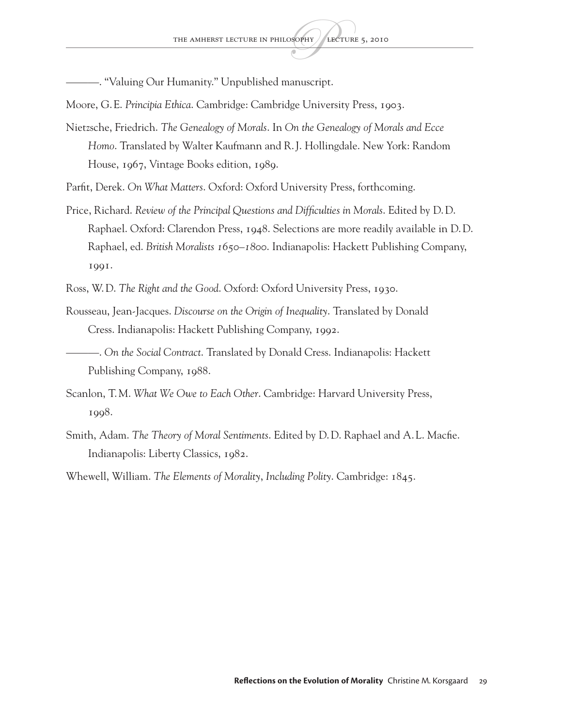———. "Valuing Our Humanity." Unpublished manuscript.

Moore, G. E. *Principia Ethica*. Cambridge: Cambridge University Press, 1903.

Nietzsche, Friedrich. *The Genealogy of Morals*. In *On the Genealogy of Morals and Ecce Homo*. Translated by Walter Kaufmann and R. J. Hollingdale. New York: Random House, 1967, Vintage Books edition, 1989.

Parfit, Derek. *On What Matters*. Oxford: Oxford University Press, forthcoming.

Price, Richard. *Review of the Principal Questions and Difficulties in Morals*. Edited by D. D. Raphael. Oxford: Clarendon Press, 1948. Selections are more readily available in D. D. Raphael, ed. *British Moralists 1650–1800*. Indianapolis: Hackett Publishing Company, 1991.

Ross, W. D. *The Right and the Good*. Oxford: Oxford University Press, 1930.

Rousseau, Jean-Jacques. *Discourse on the Origin of Inequality*. Translated by Donald Cress. Indianapolis: Hackett Publishing Company, 1992.

———. *On the Social Contract*. Translated by Donald Cress. Indianapolis: Hackett Publishing Company, 1988.

Scanlon, T. M. *What We Owe to Each Other*. Cambridge: Harvard University Press, 1998.

Smith, Adam. *The Theory of Moral Sentiments*. Edited by D. D. Raphael and A. L. Macfie. Indianapolis: Liberty Classics, 1982.

Whewell, William. *The Elements of Morality, Including Polity*. Cambridge: 1845.